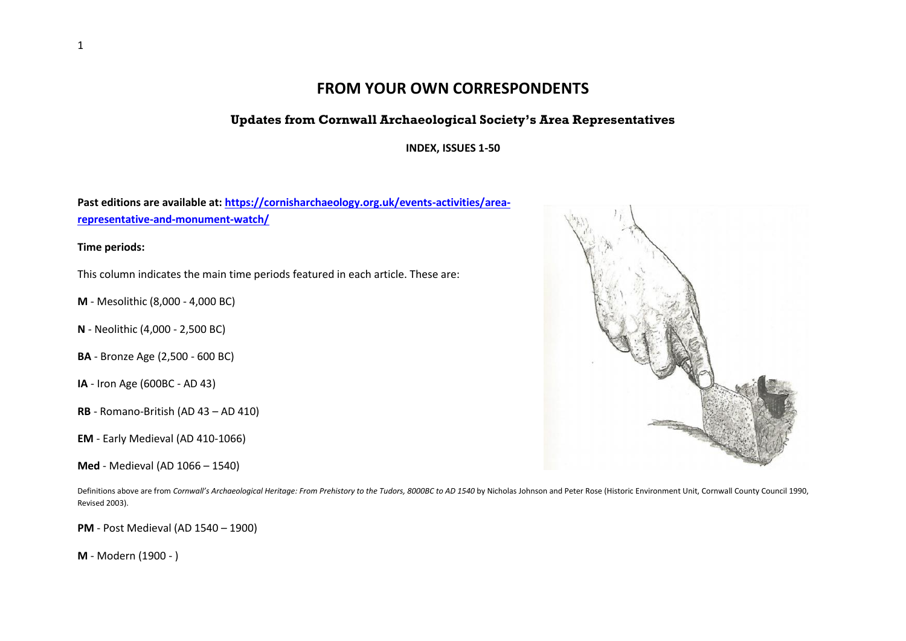# FROM YOUR OWN CORRESPONDENTS

## Updates from Cornwall Archaeological Society's Area Representatives

**INDEX, ISSUES 1-50**

**Past editions are available at: [https://cornisharchaeology.org.uk/events-activities/area-representative-and-monument-watch/](https://cornisharchaeology.org.uk/events-activities/area-representative-and-monument-watch/)**

**Time periods:**

This column indicates the main time periods featured in each article. These are:

**M** - Mesolithic (8,000 - 4,000 BC)

**N** - Neolithic (4,000 - 2,500 BC)

**BA** - Bronze Age (2,500 - 600 BC)

**IA** - Iron Age (600BC - AD 43)

**RB** - Romano-British (AD 43 – AD 410)

**EM** - Early Medieval (AD 410-1066)

**Med** - Medieval (AD 1066 – 1540)

Definitions above are from *Cornwall's Archaeological Heritage: From Prehistory to the Tudors, 8000BC to AD 1540* by Nicholas Johnson and Peter Rose (Historic Environment Unit, Cornwall County Council 1990, Revised 2003).

**PM** - Post Medieval (AD 1540 – 1900)

**M** - Modern (1900 - )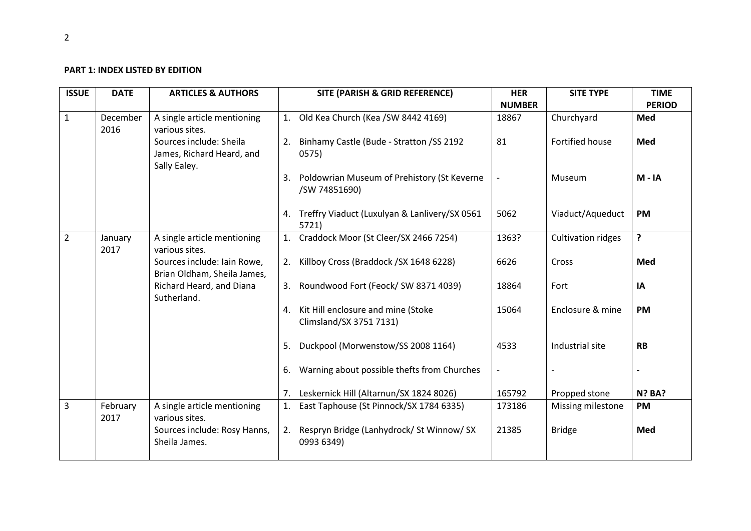**PART 1: INDEX LISTED BY EDITION**

| ISSUE | DATE | ARTICLES & AUTHORS | SITE (PARISH & GRID REFERENCE) | HER NUMBER | SITE TYPE | TIME PERIOD |
|---|---|---|---|---|---|---|
| 1 | December 2016 | A single article mentioning various sites. Sources include: Sheila James, Richard Heard, and Sally Ealey. | 1. Old Kea Church (Kea /SW 8442 4169) | 18867 | Churchyard | **Med** |
| | | | 2. Binhamy Castle (Bude - Stratton /SS 2192 0575) | 81 | Fortified house | **Med** |
| | | | 3. Poldowrian Museum of Prehistory (St Keverne /SW 74851690) | - | Museum | **M - IA** |
| | | | 4. Treffry Viaduct (Luxulyan & Lanlivery/SX 0561 5721) | 5062 | Viaduct/Aqueduct | **PM** |
| 2 | January 2017 | A single article mentioning various sites. Sources include: Iain Rowe, Brian Oldham, Sheila James, Richard Heard, and Diana Sutherland. | 1. Craddock Moor (St Cleer/SX 2466 7254) | 1363? | Cultivation ridges | **?** |
| | | | 2. Killboy Cross (Braddock /SX 1648 6228) | 6626 | Cross | **Med** |
| | | | 3. Roundwood Fort (Feock/ SW 8371 4039) | 18864 | Fort | **IA** |
| | | | 4. Kit Hill enclosure and mine (Stoke Climsland/SX 3751 7131) | 15064 | Enclosure & mine | **PM** |
| | | | 5. Duckpool (Morwenstow/SS 2008 1164) | 4533 | Industrial site | **RB** |
| | | | 6. Warning about possible thefts from Churches | - | - | **-** |
| | | | 7. Leskernick Hill (Altarnun/SX 1824 8026) | 165792 | Propped stone | **N? BA?** |
| 3 | February 2017 | A single article mentioning various sites. Sources include: Rosy Hanns, Sheila James. | 1. East Taphouse (St Pinnock/SX 1784 6335) | 173186 | Missing milestone | **PM** |
| | | | 2. Respryn Bridge (Lanhydrock/ St Winnow/ SX 0993 6349) | 21385 | Bridge | **Med** |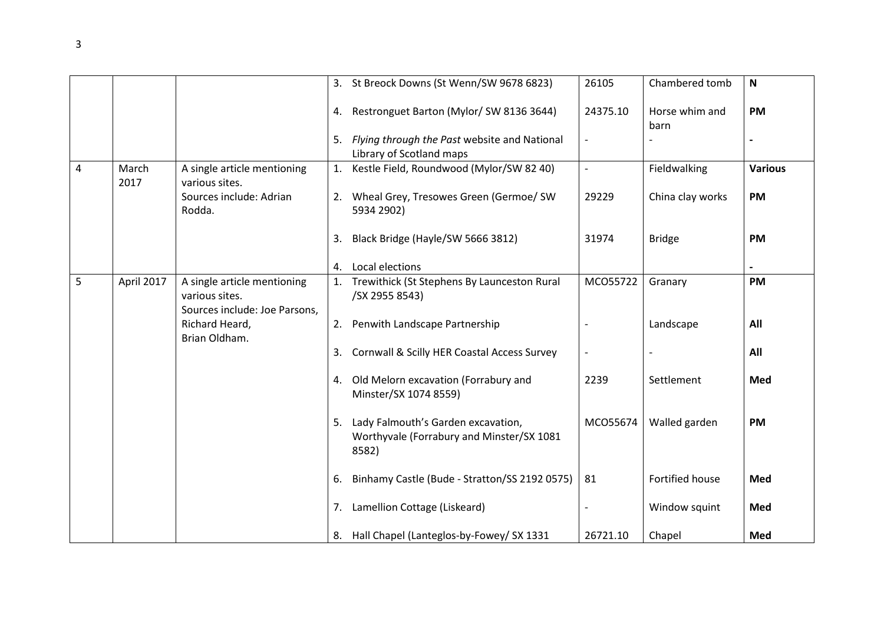| | | | | | | |
|---|---|---|---|---|---|---|
| | | | 3. St Breock Downs (St Wenn/SW 9678 6823) | 26105 | Chambered tomb | **N** |
| | | | 4. Restronguet Barton (Mylor/ SW 8136 3644) | 24375.10 | Horse whim and barn | **PM** |
| | | | 5. *Flying through the Past* website and National Library of Scotland maps | - | - | **-** |
| 4 | March 2017 | A single article mentioning various sites. Sources include: Adrian Rodda. | 1. Kestle Field, Roundwood (Mylor/SW 82 40) | - | Fieldwalking | **Various** |
| | | | 2. Wheal Grey, Tresowes Green (Germoe/ SW 5934 2902) | 29229 | China clay works | **PM** |
| | | | 3. Black Bridge (Hayle/SW 5666 3812) | 31974 | Bridge | **PM** |
| | | | 4. Local elections | | | **-** |
| 5 | April 2017 | A single article mentioning various sites. Sources include: Joe Parsons, Richard Heard, Brian Oldham. | 1. Trewithick (St Stephens By Launceston Rural /SX 2955 8543) | MCO55722 | Granary | **PM** |
| | | | 2. Penwith Landscape Partnership | - | Landscape | **All** |
| | | | 3. Cornwall & Scilly HER Coastal Access Survey | - | - | **All** |
| | | | 4. Old Melorn excavation (Forrabury and Minster/SX 1074 8559) | 2239 | Settlement | **Med** |
| | | | 5. Lady Falmouth's Garden excavation, Worthyvale (Forrabury and Minster/SX 1081 8582) | MCO55674 | Walled garden | **PM** |
| | | | 6. Binhamy Castle (Bude - Stratton/SS 2192 0575) | 81 | Fortified house | **Med** |
| | | | 7. Lamellion Cottage (Liskeard) | - | Window squint | **Med** |
| | | | 8. Hall Chapel (Lanteglos-by-Fowey/ SX 1331 | 26721.10 | Chapel | **Med** |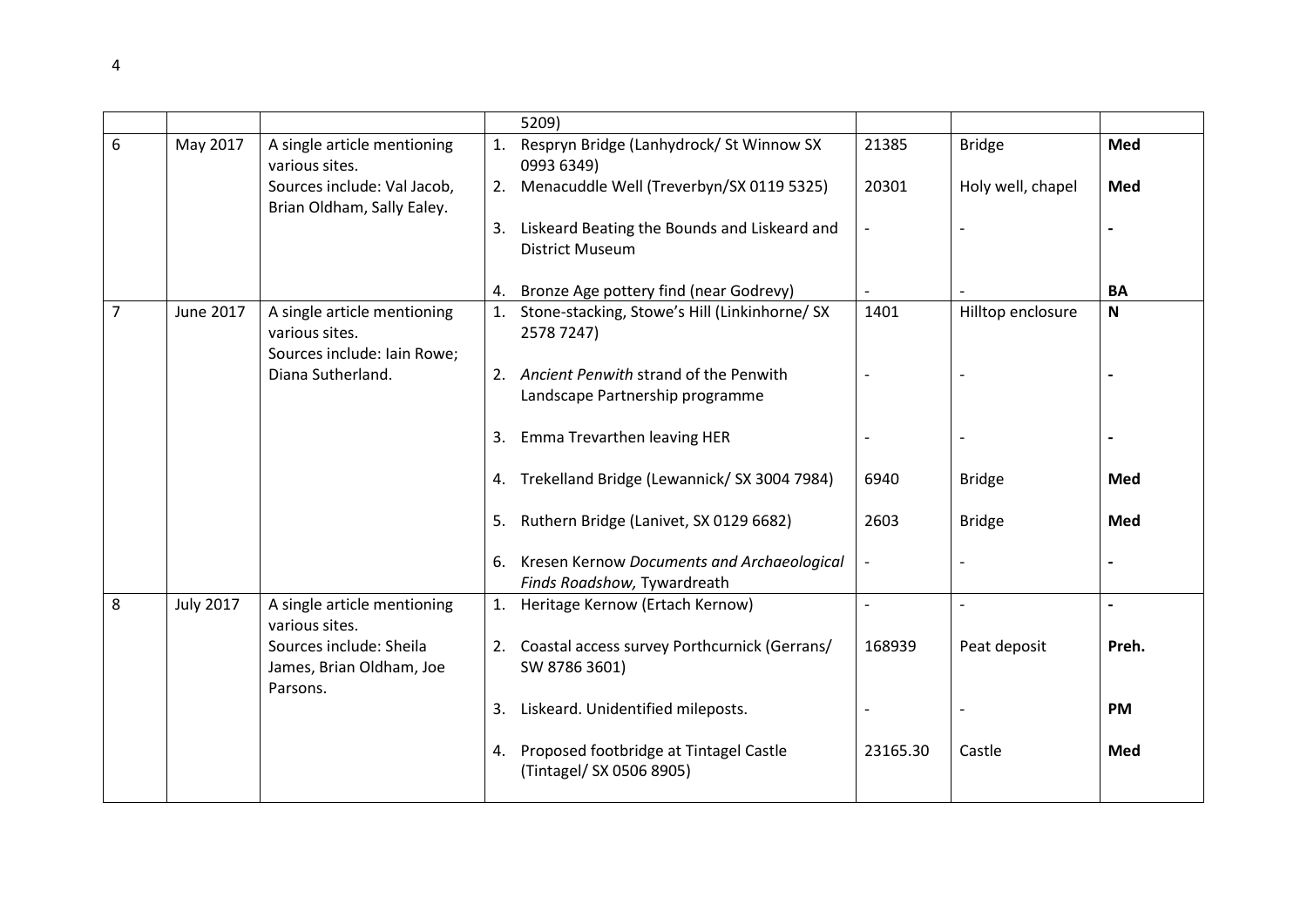| | | | | | | |
|---|---|---|---|---|---|---|
| | | | 5209) | | | |
| 6 | May 2017 | A single article mentioning various sites. Sources include: Val Jacob, Brian Oldham, Sally Ealey. | 1. Respryn Bridge (Lanhydrock/ St Winnow SX 0993 6349) | 21385 | Bridge | **Med** |
| | | | 2. Menacuddle Well (Treverbyn/SX 0119 5325) | 20301 | Holy well, chapel | **Med** |
| | | | 3. Liskeard Beating the Bounds and Liskeard and District Museum | - | - | **-** |
| | | | 4. Bronze Age pottery find (near Godrevy) | - | - | **BA** |
| 7 | June 2017 | A single article mentioning various sites. Sources include: Iain Rowe; Diana Sutherland. | 1. Stone-stacking, Stowe's Hill (Linkinhorne/ SX 2578 7247) | 1401 | Hilltop enclosure | **N** |
| | | | 2. *Ancient Penwith* strand of the Penwith Landscape Partnership programme | - | - | **-** |
| | | | 3. Emma Trevarthen leaving HER | - | - | **-** |
| | | | 4. Trekelland Bridge (Lewannick/ SX 3004 7984) | 6940 | Bridge | **Med** |
| | | | 5. Ruthern Bridge (Lanivet, SX 0129 6682) | 2603 | Bridge | **Med** |
| | | | 6. Kresen Kernow *Documents and Archaeological Finds Roadshow,* Tywardreath | - | - | **-** |
| 8 | July 2017 | A single article mentioning various sites. Sources include: Sheila James, Brian Oldham, Joe Parsons. | 1. Heritage Kernow (Ertach Kernow) | - | - | **-** |
| | | | 2. Coastal access survey Porthcurnick (Gerrans/ SW 8786 3601) | 168939 | Peat deposit | **Preh.** |
| | | | 3. Liskeard. Unidentified mileposts. | - | - | **PM** |
| | | | 4. Proposed footbridge at Tintagel Castle (Tintagel/ SX 0506 8905) | 23165.30 | Castle | **Med** |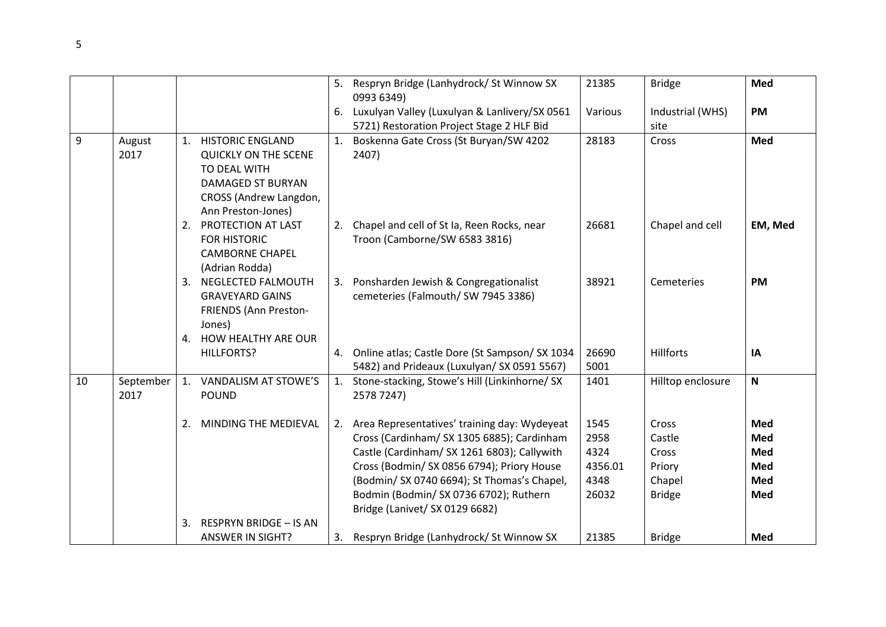| | | | | | | |
|---|---|---|---|---|---|---|
| | | | 5. Respryn Bridge (Lanhydrock/ St Winnow SX 0993 6349) | 21385 | Bridge | **Med** |
| | | | 6. Luxulyan Valley (Luxulyan & Lanlivery/SX 0561 5721) Restoration Project Stage 2 HLF Bid | Various | Industrial (WHS) site | **PM** |
| 9 | August 2017 | 1. HISTORIC ENGLAND QUICKLY ON THE SCENE TO DEAL WITH DAMAGED ST BURYAN CROSS (Andrew Langdon, Ann Preston-Jones) | 1. Boskenna Gate Cross (St Buryan/SW 4202 2407) | 28183 | Cross | **Med** |
| | | 2. PROTECTION AT LAST FOR HISTORIC CAMBORNE CHAPEL (Adrian Rodda) | 2. Chapel and cell of St Ia, Reen Rocks, near Troon (Camborne/SW 6583 3816) | 26681 | Chapel and cell | **EM, Med** |
| | | 3. NEGLECTED FALMOUTH GRAVEYARD GAINS FRIENDS (Ann Preston-Jones) | 3. Ponsharden Jewish & Congregationalist cemeteries (Falmouth/ SW 7945 3386) | 38921 | Cemeteries | **PM** |
| | | 4. HOW HEALTHY ARE OUR HILLFORTS? | 4. Online atlas; Castle Dore (St Sampson/ SX 1034 5482) and Prideaux (Luxulyan/ SX 0591 5567) | 26690<br>5001 | Hillforts | **IA** |
| 10 | September 2017 | 1. VANDALISM AT STOWE'S POUND | 1. Stone-stacking, Stowe's Hill (Linkinhorne/ SX 2578 7247) | 1401 | Hilltop enclosure | **N** |
| | | 2. MINDING THE MEDIEVAL | 2. Area Representatives' training day: Wydeyeat Cross (Cardinham/ SX 1305 6885); Cardinham Castle (Cardinham/ SX 1261 6803); Callywith Cross (Bodmin/ SX 0856 6794); Priory House (Bodmin/ SX 0740 6694); St Thomas's Chapel, Bodmin (Bodmin/ SX 0736 6702); Ruthern Bridge (Lanivet/ SX 0129 6682) | 1545<br>2958<br>4324<br>4356.01<br>4348<br>26032 | Cross<br>Castle<br>Cross<br>Priory<br>Chapel<br>Bridge | **Med**<br>**Med**<br>**Med**<br>**Med**<br>**Med**<br>**Med** |
| | | 3. RESPRYN BRIDGE – IS AN ANSWER IN SIGHT? | 3. Respryn Bridge (Lanhydrock/ St Winnow SX | 21385 | Bridge | **Med** |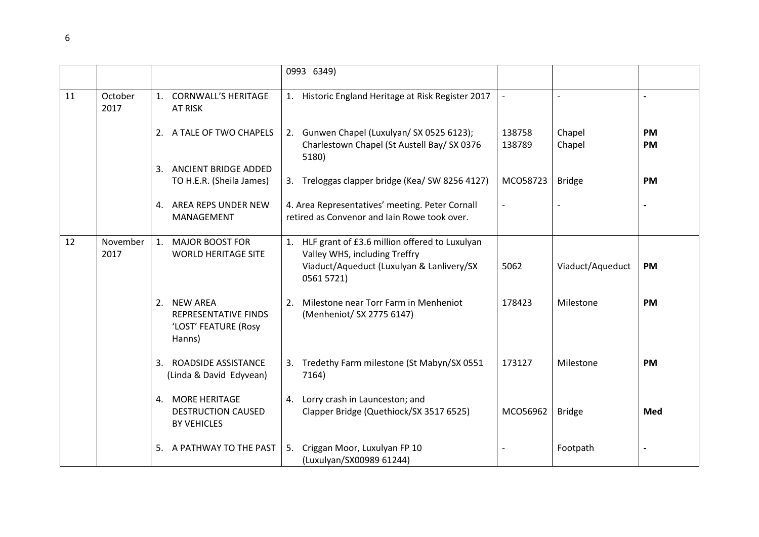| | | | 0993 6349) | | | |
|---|---|---|---|---|---|---|
| 11 | October 2017 | 1. CORNWALL'S HERITAGE AT RISK | 1. Historic England Heritage at Risk Register 2017 | - | - | - |
| | | 2. A TALE OF TWO CHAPELS | 2. Gunwen Chapel (Luxulyan/ SX 0525 6123); Charlestown Chapel (St Austell Bay/ SX 0376 5180) | 138758<br>138789 | Chapel<br>Chapel | **PM**<br>**PM** |
| | | 3. ANCIENT BRIDGE ADDED TO H.E.R. (Sheila James) | 3. Treloggas clapper bridge (Kea/ SW 8256 4127) | MCO58723 | Bridge | **PM** |
| | | 4. AREA REPS UNDER NEW MANAGEMENT | 4. Area Representatives' meeting. Peter Cornall retired as Convenor and Iain Rowe took over. | - | - | - |
| 12 | November 2017 | 1. MAJOR BOOST FOR WORLD HERITAGE SITE | 1. HLF grant of £3.6 million offered to Luxulyan Valley WHS, including Treffry Viaduct/Aqueduct (Luxulyan & Lanlivery/SX 0561 5721) | 5062 | Viaduct/Aqueduct | **PM** |
| | | 2. NEW AREA REPRESENTATIVE FINDS 'LOST' FEATURE (Rosy Hanns) | 2. Milestone near Torr Farm in Menheniot (Menheniot/ SX 2775 6147) | 178423 | Milestone | **PM** |
| | | 3. ROADSIDE ASSISTANCE (Linda & David Edyvean) | 3. Tredethy Farm milestone (St Mabyn/SX 0551 7164) | 173127 | Milestone | **PM** |
| | | 4. MORE HERITAGE DESTRUCTION CAUSED BY VEHICLES | 4. Lorry crash in Launceston; and Clapper Bridge (Quethiock/SX 3517 6525) | MCO56962 | Bridge | **Med** |
| | | 5. A PATHWAY TO THE PAST | 5. Criggan Moor, Luxulyan FP 10 (Luxulyan/SX00989 61244) | - | Footpath | - |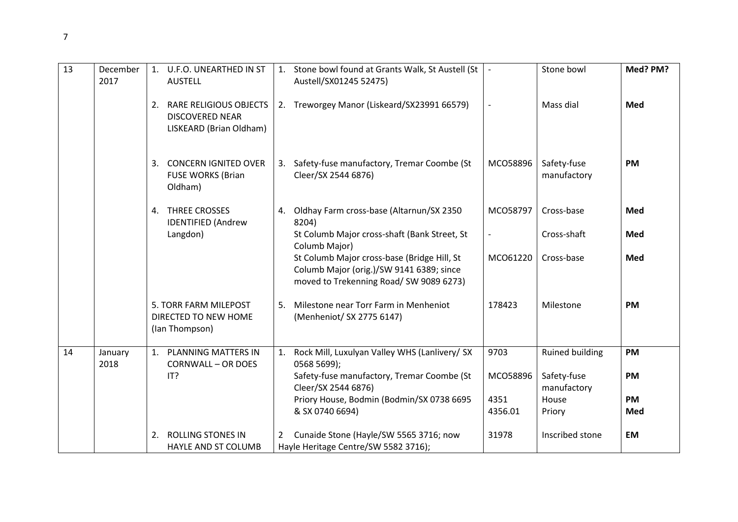| 13 | December 2017 | 1. U.F.O. UNEARTHED IN ST AUSTELL | 1. Stone bowl found at Grants Walk, St Austell (St Austell/SX01245 52475) | - | Stone bowl | **Med? PM?** |
|---|---|---|---|---|---|---|
| | | 2. RARE RELIGIOUS OBJECTS DISCOVERED NEAR LISKEARD (Brian Oldham) | 2. Treworgey Manor (Liskeard/SX23991 66579) | - | Mass dial | **Med** |
| | | 3. CONCERN IGNITED OVER FUSE WORKS (Brian Oldham) | 3. Safety-fuse manufactory, Tremar Coombe (St Cleer/SX 2544 6876) | MCO58896 | Safety-fuse manufactory | **PM** |
| | | 4. THREE CROSSES IDENTIFIED (Andrew Langdon) | 4. Oldhay Farm cross-base (Altarnun/SX 2350 8204) | MCO58797 | Cross-base | **Med** |
| | | | St Columb Major cross-shaft (Bank Street, St Columb Major) | - | Cross-shaft | **Med** |
| | | | St Columb Major cross-base (Bridge Hill, St Columb Major (orig.)/SW 9141 6389; since moved to Trekenning Road/ SW 9089 6273) | MCO61220 | Cross-base | **Med** |
| | | 5. TORR FARM MILEPOST DIRECTED TO NEW HOME (Ian Thompson) | 5. Milestone near Torr Farm in Menheniot (Menheniot/ SX 2775 6147) | 178423 | Milestone | **PM** |
| 14 | January 2018 | 1. PLANNING MATTERS IN CORNWALL – OR DOES IT? | 1. Rock Mill, Luxulyan Valley WHS (Lanlivery/ SX 0568 5699); | 9703 | Ruined building | **PM** |
| | | | Safety-fuse manufactory, Tremar Coombe (St Cleer/SX 2544 6876) | MCO58896 | Safety-fuse manufactory | **PM** |
| | | | Priory House, Bodmin (Bodmin/SX 0738 6695 & SX 0740 6694) | 4351<br>4356.01 | House<br>Priory | **PM**<br>**Med** |
| | | 2. ROLLING STONES IN HAYLE AND ST COLUMB | 2 Cunaide Stone (Hayle/SW 5565 3716; now Hayle Heritage Centre/SW 5582 3716); | 31978 | Inscribed stone | **EM** |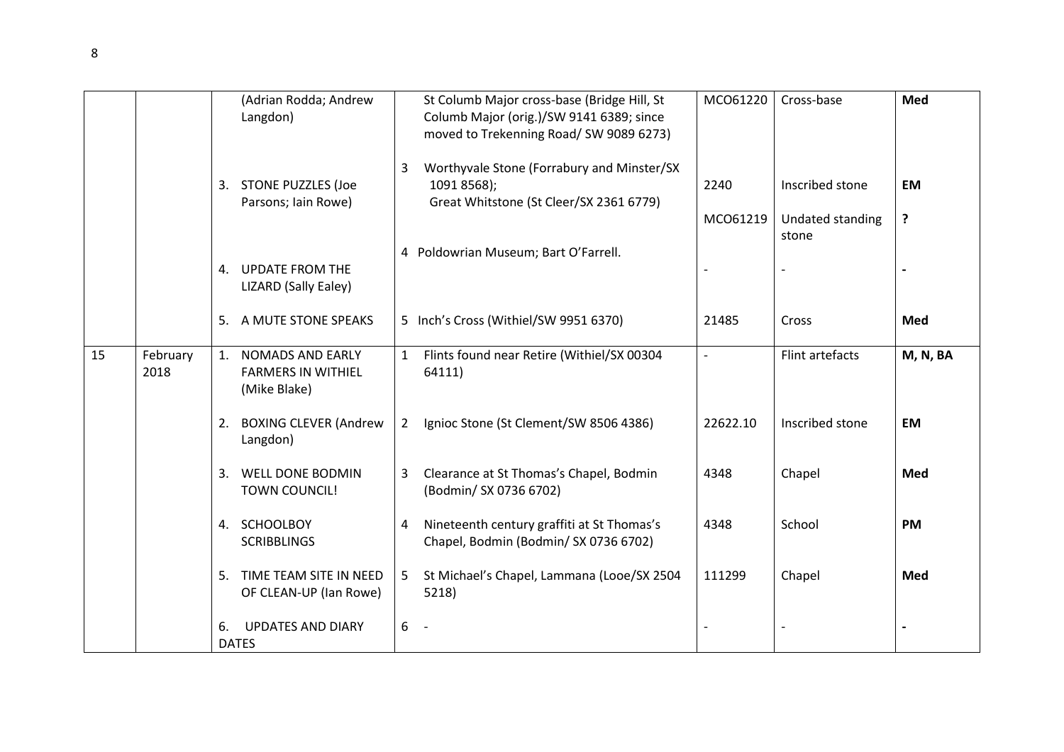| | | (Adrian Rodda; Andrew Langdon) | St Columb Major cross-base (Bridge Hill, St Columb Major (orig.)/SW 9141 6389; since moved to Trekenning Road/ SW 9089 6273) | MCO61220 | Cross-base | **Med** |
|---|---|---|---|---|---|---|
| | | 3. STONE PUZZLES (Joe Parsons; Iain Rowe) | 3 Worthyvale Stone (Forrabury and Minster/SX 1091 8568); Great Whitstone (St Cleer/SX 2361 6779) | 2240<br>MCO61219 | Inscribed stone<br>Undated standing stone | **EM**<br>**?** |
| | | 4. UPDATE FROM THE LIZARD (Sally Ealey) | 4 Poldowrian Museum; Bart O'Farrell. | - | - | **-** |
| | | 5. A MUTE STONE SPEAKS | 5 Inch's Cross (Withiel/SW 9951 6370) | 21485 | Cross | **Med** |
| 15 | February 2018 | 1. NOMADS AND EARLY FARMERS IN WITHIEL (Mike Blake) | 1 Flints found near Retire (Withiel/SX 00304 64111) | - | Flint artefacts | **M, N, BA** |
| | | 2. BOXING CLEVER (Andrew Langdon) | 2 Ignioc Stone (St Clement/SW 8506 4386) | 22622.10 | Inscribed stone | **EM** |
| | | 3. WELL DONE BODMIN TOWN COUNCIL! | 3 Clearance at St Thomas's Chapel, Bodmin (Bodmin/ SX 0736 6702) | 4348 | Chapel | **Med** |
| | | 4. SCHOOLBOY SCRIBBLINGS | 4 Nineteenth century graffiti at St Thomas's Chapel, Bodmin (Bodmin/ SX 0736 6702) | 4348 | School | **PM** |
| | | 5. TIME TEAM SITE IN NEED OF CLEAN-UP (Ian Rowe) | 5 St Michael's Chapel, Lammana (Looe/SX 2504 5218) | 111299 | Chapel | **Med** |
| | | 6. UPDATES AND DIARY DATES | 6 - | - | - | **-** |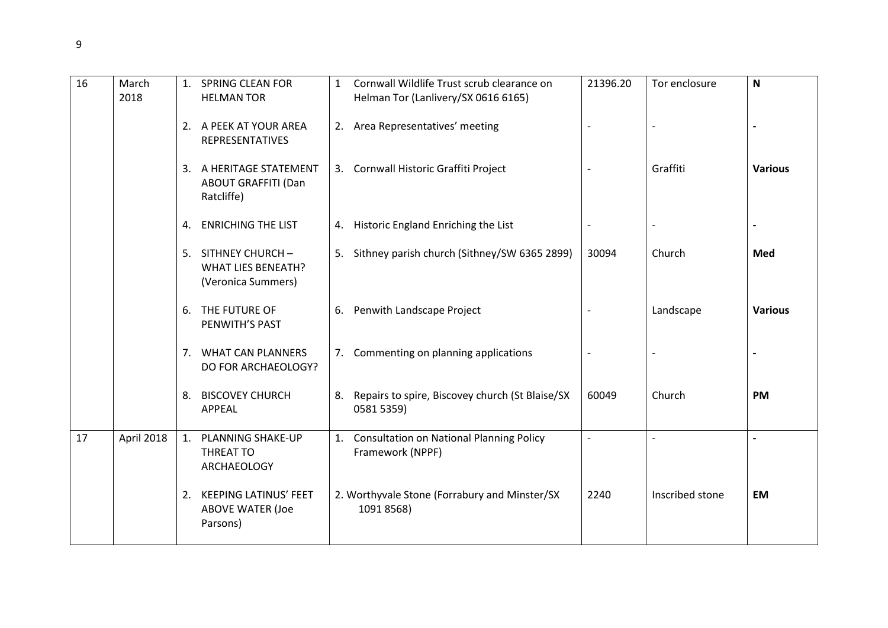| 16 | March 2018 | 1. SPRING CLEAN FOR HELMAN TOR | 1 Cornwall Wildlife Trust scrub clearance on Helman Tor (Lanlivery/SX 0616 6165) | 21396.20 | Tor enclosure | **N** |
|---|---|---|---|---|---|---|
| | | 2. A PEEK AT YOUR AREA REPRESENTATIVES | 2. Area Representatives' meeting | - | - | **-** |
| | | 3. A HERITAGE STATEMENT ABOUT GRAFFITI (Dan Ratcliffe) | 3. Cornwall Historic Graffiti Project | - | Graffiti | **Various** |
| | | 4. ENRICHING THE LIST | 4. Historic England Enriching the List | - | - | **-** |
| | | 5. SITHNEY CHURCH – WHAT LIES BENEATH? (Veronica Summers) | 5. Sithney parish church (Sithney/SW 6365 2899) | 30094 | Church | **Med** |
| | | 6. THE FUTURE OF PENWITH'S PAST | 6. Penwith Landscape Project | - | Landscape | **Various** |
| | | 7. WHAT CAN PLANNERS DO FOR ARCHAEOLOGY? | 7. Commenting on planning applications | - | - | **-** |
| | | 8. BISCOVEY CHURCH APPEAL | 8. Repairs to spire, Biscovey church (St Blaise/SX 0581 5359) | 60049 | Church | **PM** |
| 17 | April 2018 | 1. PLANNING SHAKE-UP THREAT TO ARCHAEOLOGY | 1. Consultation on National Planning Policy Framework (NPPF) | - | - | **-** |
| | | 2. KEEPING LATINUS' FEET ABOVE WATER (Joe Parsons) | 2. Worthyvale Stone (Forrabury and Minster/SX 1091 8568) | 2240 | Inscribed stone | **EM** |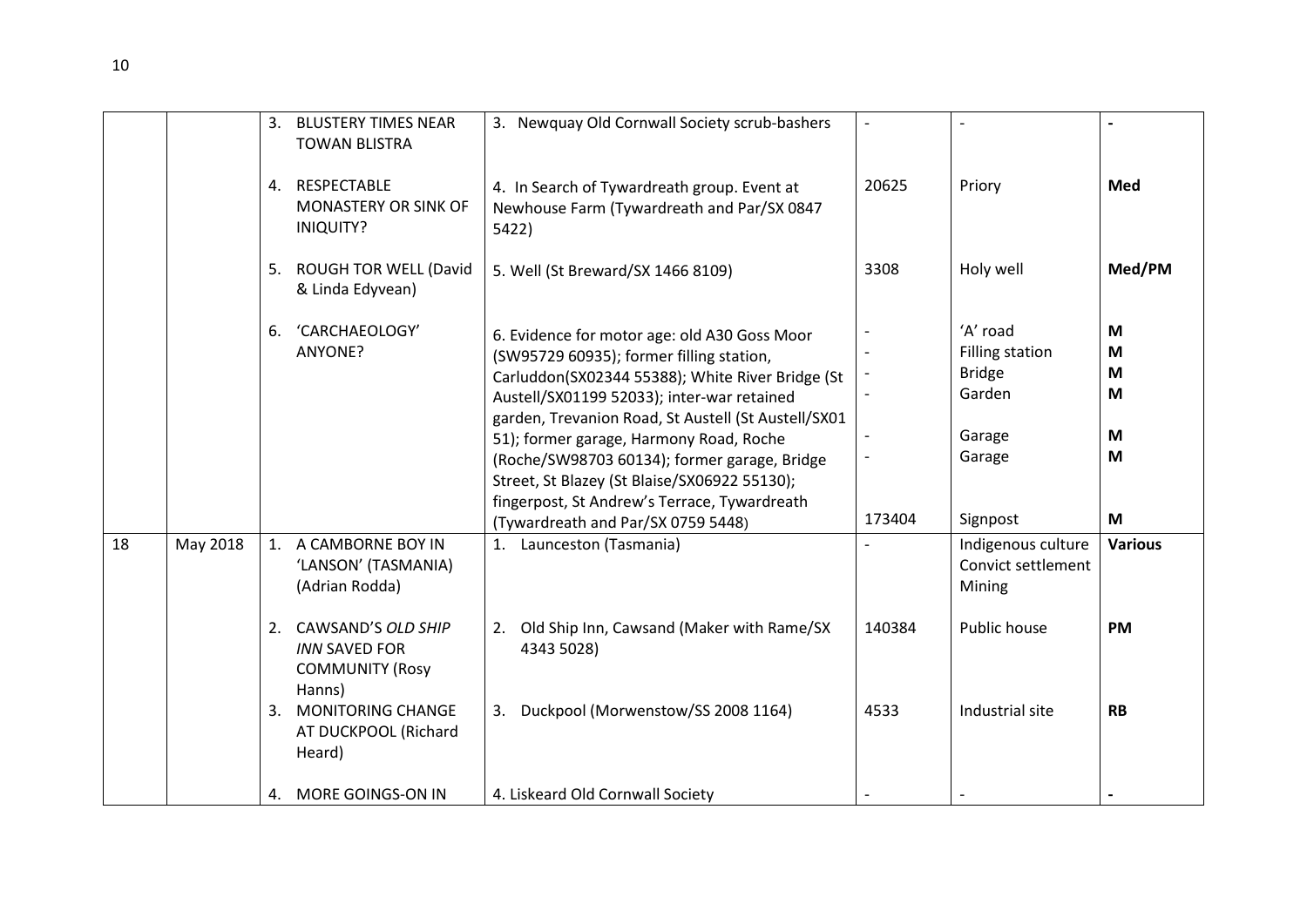| | | | | | | |
|---|---|---|---|---|---|---|
| | | 3. BLUSTERY TIMES NEAR TOWAN BLISTRA | 3. Newquay Old Cornwall Society scrub-bashers | - | - | **-** |
| | | 4. RESPECTABLE MONASTERY OR SINK OF INIQUITY? | 4. In Search of Tywardreath group. Event at Newhouse Farm (Tywardreath and Par/SX 0847 5422) | 20625 | Priory | **Med** |
| | | 5. ROUGH TOR WELL (David & Linda Edyvean) | 5. Well (St Breward/SX 1466 8109) | 3308 | Holy well | **Med/PM** |
| | | 6. 'CARCHAEOLOGY' ANYONE? | 6. Evidence for motor age: old A30 Goss Moor (SW95729 60935); former filling station, Carluddon(SX02344 55388); White River Bridge (St Austell/SX01199 52033); inter-war retained garden, Trevanion Road, St Austell (St Austell/SX01 51); former garage, Harmony Road, Roche (Roche/SW98703 60134); former garage, Bridge Street, St Blazey (St Blaise/SX06922 55130); fingerpost, St Andrew's Terrace, Tywardreath (Tywardreath and Par/SX 0759 5448) | -<br>-<br>-<br>-<br>-<br>-<br>173404 | 'A' road<br>Filling station<br>Bridge<br>Garden<br>Garage<br>Garage<br>Signpost | **M**<br>**M**<br>**M**<br>**M**<br>**M**<br>**M**<br>**M** |
| 18 | May 2018 | 1. A CAMBORNE BOY IN 'LANSON' (TASMANIA) (Adrian Rodda) | 1. Launceston (Tasmania) | - | Indigenous culture<br>Convict settlement<br>Mining | **Various** |
| | | 2. CAWSAND'S *OLD SHIP INN* SAVED FOR COMMUNITY (Rosy Hanns) | 2. Old Ship Inn, Cawsand (Maker with Rame/SX 4343 5028) | 140384 | Public house | **PM** |
| | | 3. MONITORING CHANGE AT DUCKPOOL (Richard Heard) | 3. Duckpool (Morwenstow/SS 2008 1164) | 4533 | Industrial site | **RB** |
| | | 4. MORE GOINGS-ON IN | 4. Liskeard Old Cornwall Society | - | - | **-** |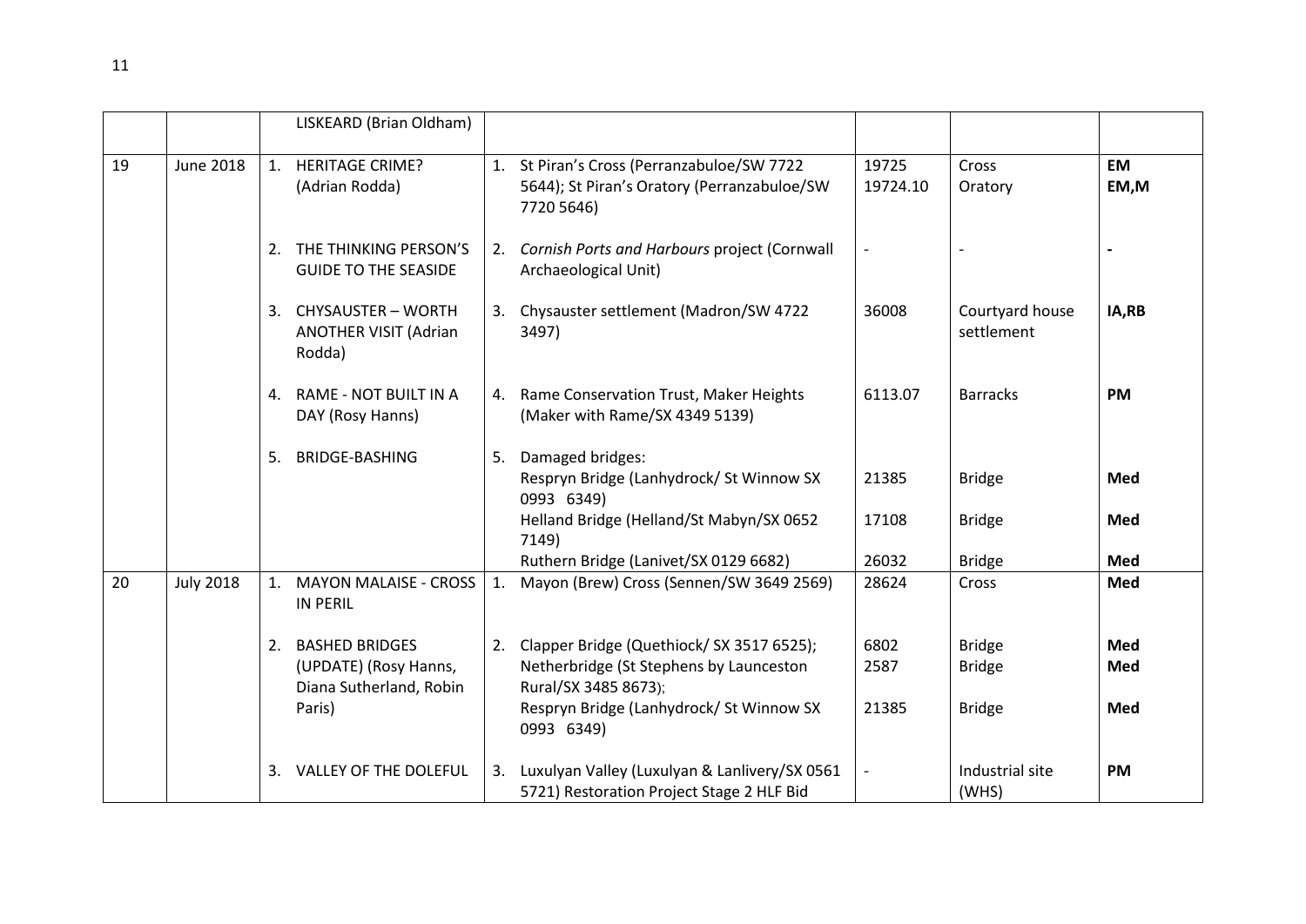| | | | | | | |
|---|---|---|---|---|---|---|
| | | LISKEARD (Brian Oldham) | | | | |
| 19 | June 2018 | 1. HERITAGE CRIME? (Adrian Rodda) | 1. St Piran's Cross (Perranzabuloe/SW 7722 5644); St Piran's Oratory (Perranzabuloe/SW 7720 5646) | 19725<br>19724.10 | Cross<br>Oratory | **EM**<br>**EM,M** |
| | | 2. THE THINKING PERSON'S GUIDE TO THE SEASIDE | 2. *Cornish Ports and Harbours* project (Cornwall Archaeological Unit) | - | - | **-** |
| | | 3. CHYSAUSTER – WORTH ANOTHER VISIT (Adrian Rodda) | 3. Chysauster settlement (Madron/SW 4722 3497) | 36008 | Courtyard house settlement | **IA,RB** |
| | | 4. RAME - NOT BUILT IN A DAY (Rosy Hanns) | 4. Rame Conservation Trust, Maker Heights (Maker with Rame/SX 4349 5139) | 6113.07 | Barracks | **PM** |
| | | 5. BRIDGE-BASHING | 5. Damaged bridges:<br>Respryn Bridge (Lanhydrock/ St Winnow SX 0993 6349)<br>Helland Bridge (Helland/St Mabyn/SX 0652 7149)<br>Ruthern Bridge (Lanivet/SX 0129 6682) | <br>21385<br>17108<br>26032 | <br>Bridge<br>Bridge<br>Bridge | <br>**Med**<br>**Med**<br>**Med** |
| 20 | July 2018 | 1. MAYON MALAISE - CROSS IN PERIL | 1. Mayon (Brew) Cross (Sennen/SW 3649 2569) | 28624 | Cross | **Med** |
| | | 2. BASHED BRIDGES (UPDATE) (Rosy Hanns, Diana Sutherland, Robin Paris) | 2. Clapper Bridge (Quethiock/ SX 3517 6525); Netherbridge (St Stephens by Launceston Rural/SX 3485 8673);<br>Respryn Bridge (Lanhydrock/ St Winnow SX 0993 6349) | 6802<br>2587<br>21385 | Bridge<br>Bridge<br>Bridge | **Med**<br>**Med**<br>**Med** |
| | | 3. VALLEY OF THE DOLEFUL | 3. Luxulyan Valley (Luxulyan & Lanlivery/SX 0561 5721) Restoration Project Stage 2 HLF Bid | - | Industrial site (WHS) | **PM** |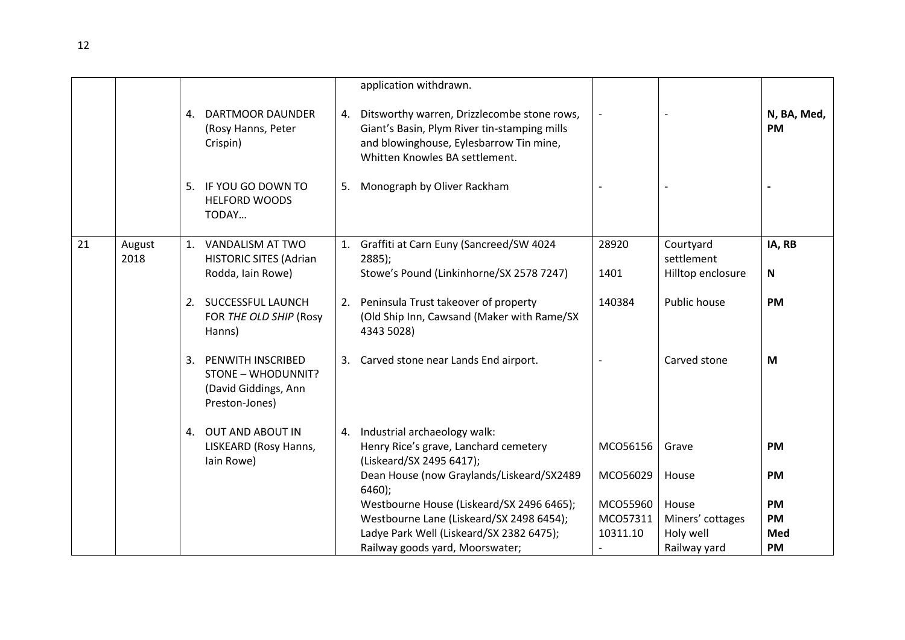| | | | application withdrawn. | | | |
|---|---|---|---|---|---|---|
| | | 4. DARTMOOR DAUNDER (Rosy Hanns, Peter Crispin) | 4. Ditsworthy warren, Drizzlecombe stone rows, Giant's Basin, Plym River tin-stamping mills and blowinghouse, Eylesbarrow Tin mine, Whitten Knowles BA settlement. | - | - | **N, BA, Med, PM** |
| | | 5. IF YOU GO DOWN TO HELFORD WOODS TODAY… | 5. Monograph by Oliver Rackham | - | - | **-** |
| 21 | August 2018 | 1. VANDALISM AT TWO HISTORIC SITES (Adrian Rodda, Iain Rowe) | 1. Graffiti at Carn Euny (Sancreed/SW 4024 2885); | 28920 | Courtyard settlement | **IA, RB** |
| | | | Stowe's Pound (Linkinhorne/SX 2578 7247) | 1401 | Hilltop enclosure | **N** |
| | | *2.* SUCCESSFUL LAUNCH FOR *THE OLD SHIP* (Rosy Hanns) | 2. Peninsula Trust takeover of property (Old Ship Inn, Cawsand (Maker with Rame/SX 4343 5028) | 140384 | Public house | **PM** |
| | | 3. PENWITH INSCRIBED STONE – WHODUNNIT? (David Giddings, Ann Preston-Jones) | 3. Carved stone near Lands End airport. | - | Carved stone | **M** |
| | | 4. OUT AND ABOUT IN LISKEARD (Rosy Hanns, Iain Rowe) | 4. Industrial archaeology walk: | | | |
| | | | Henry Rice's grave, Lanchard cemetery (Liskeard/SX 2495 6417); | MCO56156 | Grave | **PM** |
| | | | Dean House (now Graylands/Liskeard/SX2489 6460); | MCO56029 | House | **PM** |
| | | | Westbourne House (Liskeard/SX 2496 6465); | MCO55960 | House | **PM** |
| | | | Westbourne Lane (Liskeard/SX 2498 6454); | MCO57311 | Miners' cottages | **PM** |
| | | | Ladye Park Well (Liskeard/SX 2382 6475); | 10311.10 | Holy well | **Med** |
| | | | Railway goods yard, Moorswater; | - | Railway yard | **PM** |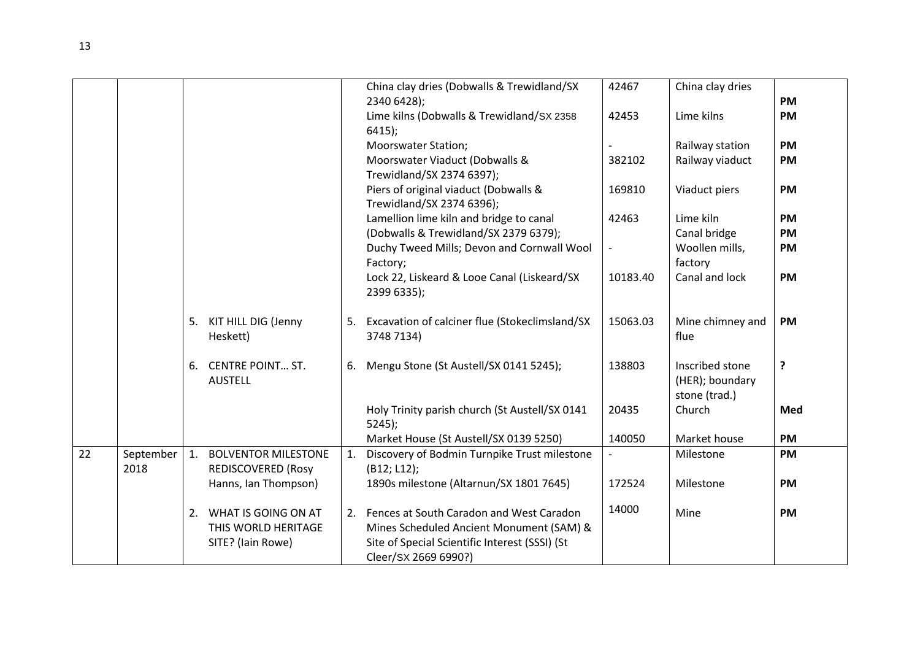| | | | | | | |
|---|---|---|---|---|---|---|
| | | | China clay dries (Dobwalls & Trewidland/SX 2340 6428); | 42467 | China clay dries | **PM** |
| | | | Lime kilns (Dobwalls & Trewidland/SX 2358 6415); | 42453 | Lime kilns | **PM** |
| | | | Moorswater Station; | - | Railway station | **PM** |
| | | | Moorswater Viaduct (Dobwalls & Trewidland/SX 2374 6397); | 382102 | Railway viaduct | **PM** |
| | | | Piers of original viaduct (Dobwalls & Trewidland/SX 2374 6396); | 169810 | Viaduct piers | **PM** |
| | | | Lamellion lime kiln and bridge to canal (Dobwalls & Trewidland/SX 2379 6379); | 42463 | Lime kiln<br>Canal bridge | **PM**<br>**PM** |
| | | | Duchy Tweed Mills; Devon and Cornwall Wool Factory; | - | Woollen mills, factory | **PM** |
| | | | Lock 22, Liskeard & Looe Canal (Liskeard/SX 2399 6335); | 10183.40 | Canal and lock | **PM** |
| | | 5. KIT HILL DIG (Jenny Heskett) | 5. Excavation of calciner flue (Stokeclimsland/SX 3748 7134) | 15063.03 | Mine chimney and flue | **PM** |
| | | 6. CENTRE POINT… ST. AUSTELL | 6. Mengu Stone (St Austell/SX 0141 5245); | 138803 | Inscribed stone (HER); boundary stone (trad.) | **?** |
| | | | Holy Trinity parish church (St Austell/SX 0141 5245); | 20435 | Church | **Med** |
| | | | Market House (St Austell/SX 0139 5250) | 140050 | Market house | **PM** |
| 22 | September 2018 | 1. BOLVENTOR MILESTONE REDISCOVERED (Rosy Hanns, Ian Thompson) | 1. Discovery of Bodmin Turnpike Trust milestone (B12; L12); | - | Milestone | **PM** |
| | | | 1890s milestone (Altarnun/SX 1801 7645) | 172524 | Milestone | **PM** |
| | | 2. WHAT IS GOING ON AT THIS WORLD HERITAGE SITE? (Iain Rowe) | 2. Fences at South Caradon and West Caradon Mines Scheduled Ancient Monument (SAM) & Site of Special Scientific Interest (SSSI) (St Cleer/SX 2669 6990?) | 14000 | Mine | **PM** |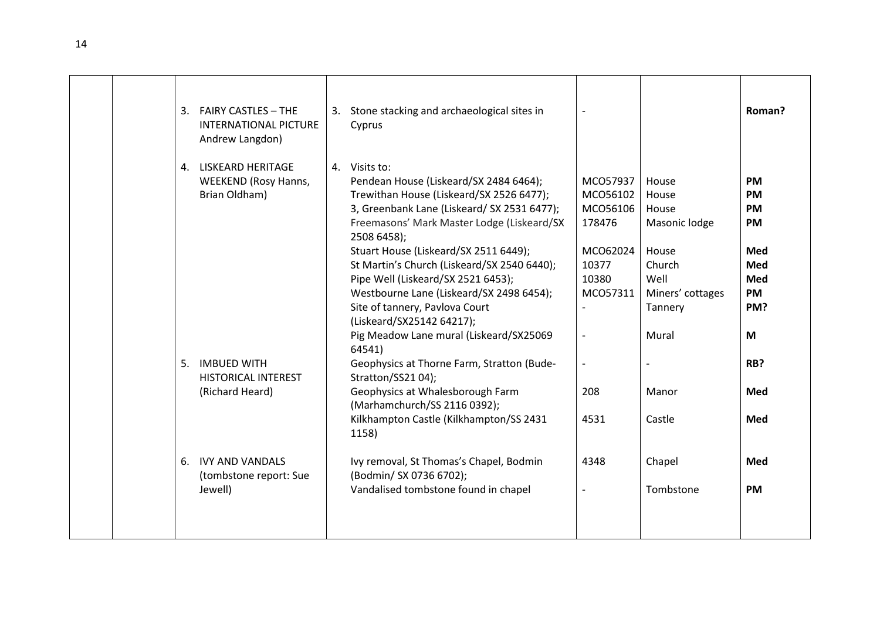| | | | | | | |
|---|---|---|---|---|---|---|
| | | 3. FAIRY CASTLES – THE INTERNATIONAL PICTURE Andrew Langdon) | 3. Stone stacking and archaeological sites in Cyprus | - | | **Roman?** |
| | | 4. LISKEARD HERITAGE WEEKEND (Rosy Hanns, Brian Oldham) | 4. Visits to: | | | |
| | | | Pendean House (Liskeard/SX 2484 6464); | MCO57937 | House | **PM** |
| | | | Trewithan House (Liskeard/SX 2526 6477); | MCO56102 | House | **PM** |
| | | | 3, Greenbank Lane (Liskeard/ SX 2531 6477); | MCO56106 | House | **PM** |
| | | | Freemasons' Mark Master Lodge (Liskeard/SX 2508 6458); | 178476 | Masonic lodge | **PM** |
| | | | Stuart House (Liskeard/SX 2511 6449); | MCO62024 | House | **Med** |
| | | | St Martin's Church (Liskeard/SX 2540 6440); | 10377 | Church | **Med** |
| | | | Pipe Well (Liskeard/SX 2521 6453); | 10380 | Well | **Med** |
| | | | Westbourne Lane (Liskeard/SX 2498 6454); | MCO57311 | Miners' cottages | **PM** |
| | | | Site of tannery, Pavlova Court (Liskeard/SX25142 64217); | - | Tannery | **PM?** |
| | | | Pig Meadow Lane mural (Liskeard/SX25069 64541) | - | Mural | **M** |
| | | 5. IMBUED WITH HISTORICAL INTEREST (Richard Heard) | Geophysics at Thorne Farm, Stratton (Bude-Stratton/SS21 04); | - | - | **RB?** |
| | | | Geophysics at Whalesborough Farm (Marhamchurch/SS 2116 0392); | 208 | Manor | **Med** |
| | | | Kilkhampton Castle (Kilkhampton/SS 2431 1158) | 4531 | Castle | **Med** |
| | | 6. IVY AND VANDALS (tombstone report: Sue Jewell) | Ivy removal, St Thomas's Chapel, Bodmin (Bodmin/ SX 0736 6702); | 4348 | Chapel | **Med** |
| | | | Vandalised tombstone found in chapel | - | Tombstone | **PM** |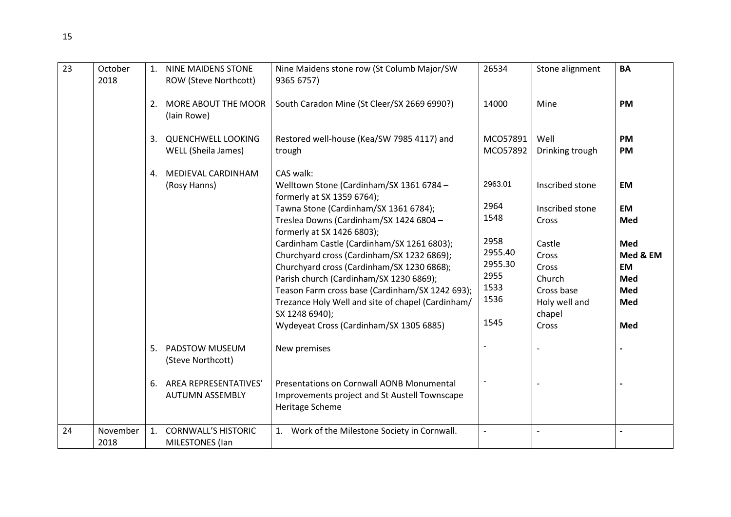| 23 | October 2018 | 1. NINE MAIDENS STONE ROW (Steve Northcott) | Nine Maidens stone row (St Columb Major/SW 9365 6757) | 26534 | Stone alignment | **BA** |
|---|---|---|---|---|---|---|
| | | 2. MORE ABOUT THE MOOR (Iain Rowe) | South Caradon Mine (St Cleer/SX 2669 6990?) | 14000 | Mine | **PM** |
| | | 3. QUENCHWELL LOOKING WELL (Sheila James) | Restored well-house (Kea/SW 7985 4117) and trough | MCO57891<br>MCO57892 | Well<br>Drinking trough | **PM**<br>**PM** |
| | | 4. MEDIEVAL CARDINHAM (Rosy Hanns) | CAS walk:<br>Welltown Stone (Cardinham/SX 1361 6784 – formerly at SX 1359 6764);<br>Tawna Stone (Cardinham/SX 1361 6784);<br>Treslea Downs (Cardinham/SX 1424 6804 – formerly at SX 1426 6803);<br>Cardinham Castle (Cardinham/SX 1261 6803);<br>Churchyard cross (Cardinham/SX 1232 6869);<br>Churchyard cross (Cardinham/SX 1230 6868);<br>Parish church (Cardinham/SX 1230 6869);<br>Teason Farm cross base (Cardinham/SX 1242 693);<br>Trezance Holy Well and site of chapel (Cardinham/ SX 1248 6940);<br>Wydeyeat Cross (Cardinham/SX 1305 6885) | 2963.01<br>2964<br>1548<br>2958<br>2955.40<br>2955.30<br>2955<br>1533<br>1536<br>1545 | Inscribed stone<br>Inscribed stone<br>Cross<br>Castle<br>Cross<br>Cross<br>Church<br>Cross base<br>Holy well and chapel<br>Cross | **EM**<br>**EM**<br>**Med**<br>**Med**<br>**Med & EM**<br>**EM**<br>**Med**<br>**Med**<br>**Med**<br>**Med** |
| | | 5. PADSTOW MUSEUM (Steve Northcott) | New premises | - | - | **-** |
| | | 6. AREA REPRESENTATIVES' AUTUMN ASSEMBLY | Presentations on Cornwall AONB Monumental Improvements project and St Austell Townscape Heritage Scheme | - | - | **-** |
| 24 | November 2018 | 1. CORNWALL'S HISTORIC MILESTONES (Ian | 1. Work of the Milestone Society in Cornwall. | - | - | **-** |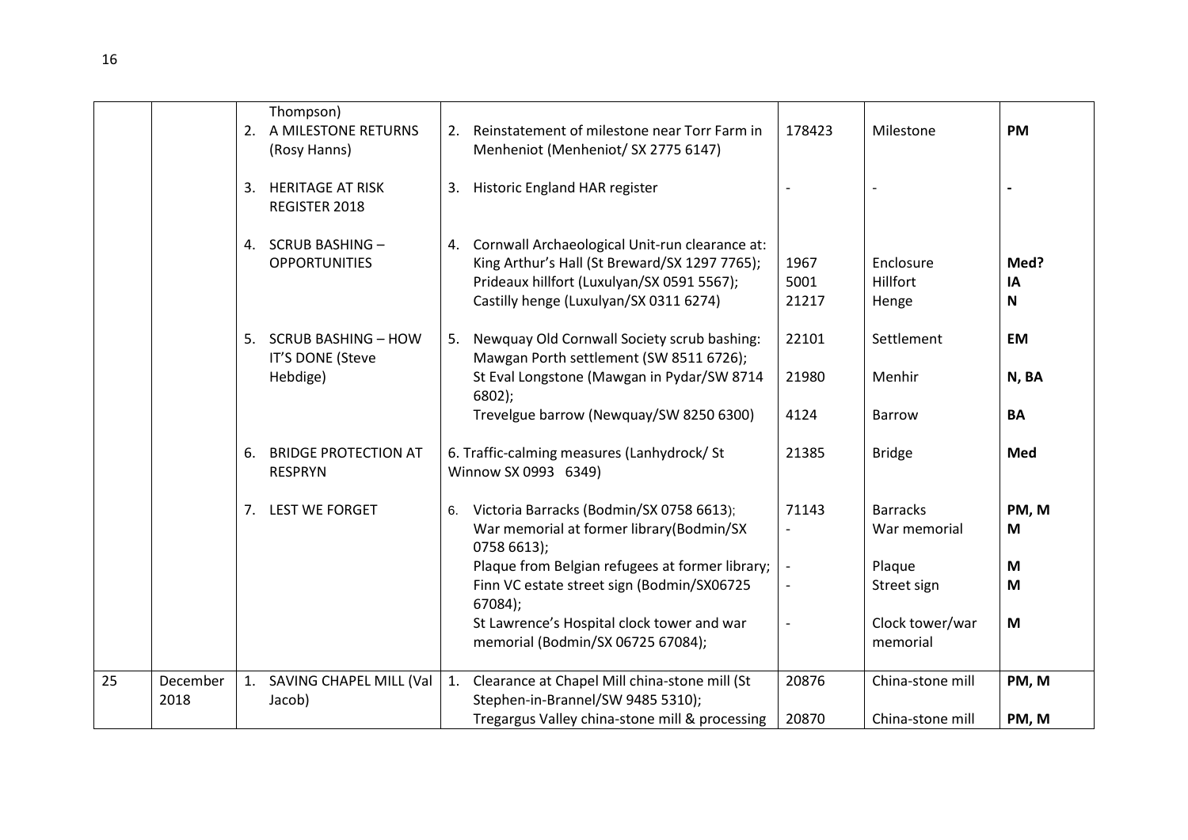| | | | | | | |
|---|---|---|---|---|---|---|
| | | Thompson)<br>2. A MILESTONE RETURNS (Rosy Hanns) | 2. Reinstatement of milestone near Torr Farm in Menheniot (Menheniot/ SX 2775 6147) | 178423 | Milestone | **PM** |
| | | 3. HERITAGE AT RISK REGISTER 2018 | 3. Historic England HAR register | - | - | **-** |
| | | 4. SCRUB BASHING – OPPORTUNITIES | 4. Cornwall Archaeological Unit-run clearance at: King Arthur's Hall (St Breward/SX 1297 7765); Prideaux hillfort (Luxulyan/SX 0591 5567); Castilly henge (Luxulyan/SX 0311 6274) | 1967<br>5001<br>21217 | Enclosure<br>Hillfort<br>Henge | **Med?**<br>**IA**<br>**N** |
| | | 5. SCRUB BASHING – HOW IT'S DONE (Steve Hebdige) | 5. Newquay Old Cornwall Society scrub bashing: Mawgan Porth settlement (SW 8511 6726); St Eval Longstone (Mawgan in Pydar/SW 8714 6802); Trevelgue barrow (Newquay/SW 8250 6300) | 22101<br>21980<br>4124 | Settlement<br>Menhir<br>Barrow | **EM**<br>**N, BA**<br>**BA** |
| | | 6. BRIDGE PROTECTION AT RESPRYN | 6. Traffic-calming measures (Lanhydrock/ St Winnow SX 0993 6349) | 21385 | Bridge | **Med** |
| | | 7. LEST WE FORGET | 6. Victoria Barracks (Bodmin/SX 0758 6613); War memorial at former library(Bodmin/SX 0758 6613); Plaque from Belgian refugees at former library; Finn VC estate street sign (Bodmin/SX06725 67084); St Lawrence's Hospital clock tower and war memorial (Bodmin/SX 06725 67084); | 71143<br>-<br>-<br>-<br>- | Barracks<br>War memorial<br>Plaque<br>Street sign<br>Clock tower/war memorial | **PM, M**<br>**M**<br>**M**<br>**M**<br>**M** |
| 25 | December 2018 | 1. SAVING CHAPEL MILL (Val Jacob) | 1. Clearance at Chapel Mill china-stone mill (St Stephen-in-Brannel/SW 9485 5310); Tregargus Valley china-stone mill & processing | 20876<br>20870 | China-stone mill<br>China-stone mill | **PM, M**<br>**PM, M** |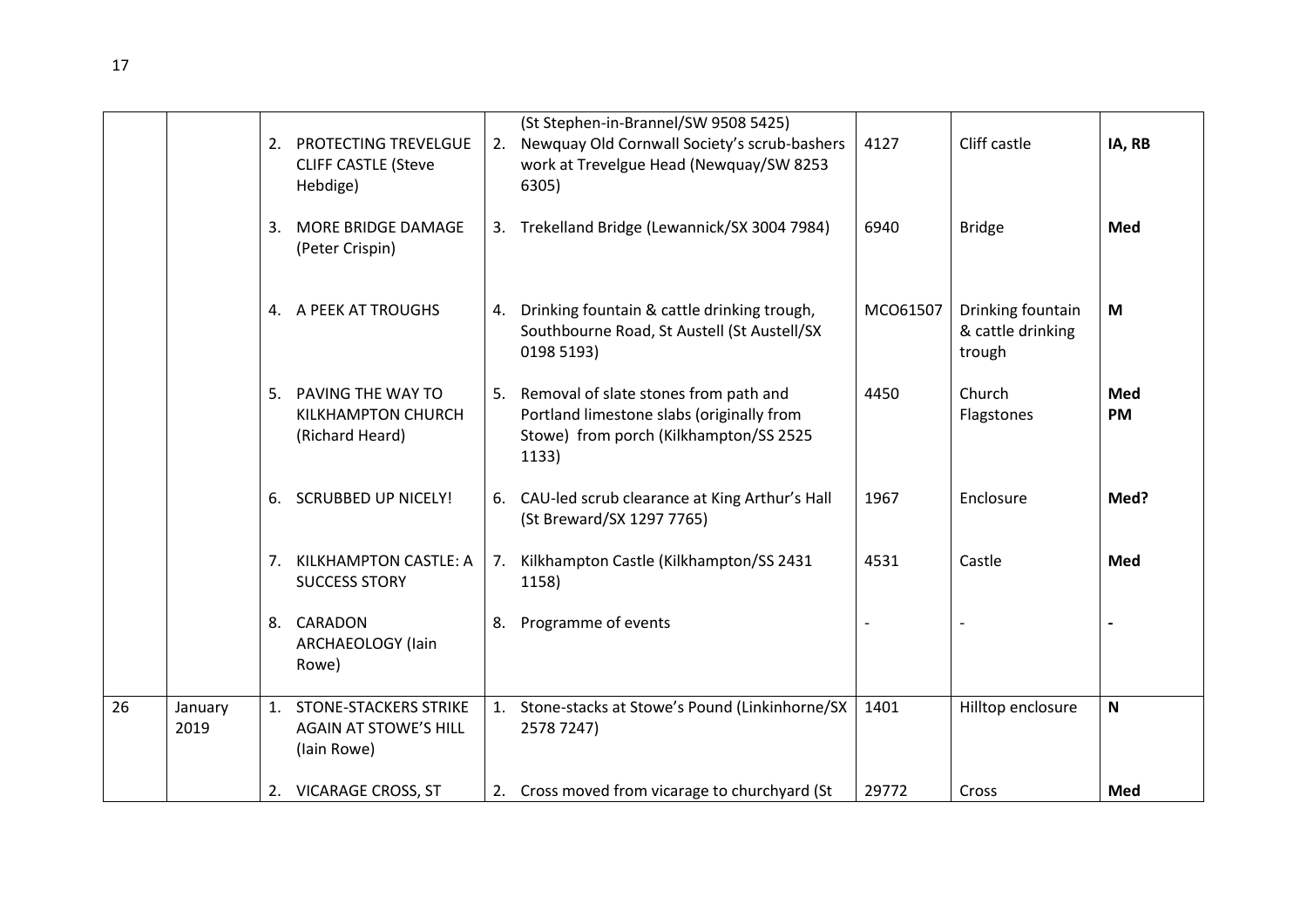| | | | (St Stephen-in-Brannel/SW 9508 5425) | | | |
|---|---|---|---|---|---|---|
| | | 2. PROTECTING TREVELGUE CLIFF CASTLE (Steve Hebdige) | 2. Newquay Old Cornwall Society's scrub-bashers work at Trevelgue Head (Newquay/SW 8253 6305) | 4127 | Cliff castle | **IA, RB** |
| | | 3. MORE BRIDGE DAMAGE (Peter Crispin) | 3. Trekelland Bridge (Lewannick/SX 3004 7984) | 6940 | Bridge | **Med** |
| | | 4. A PEEK AT TROUGHS | 4. Drinking fountain & cattle drinking trough, Southbourne Road, St Austell (St Austell/SX 0198 5193) | MCO61507 | Drinking fountain & cattle drinking trough | **M** |
| | | 5. PAVING THE WAY TO KILKHAMPTON CHURCH (Richard Heard) | 5. Removal of slate stones from path and Portland limestone slabs (originally from Stowe) from porch (Kilkhampton/SS 2525 1133) | 4450 | Church Flagstones | **Med PM** |
| | | 6. SCRUBBED UP NICELY! | 6. CAU-led scrub clearance at King Arthur's Hall (St Breward/SX 1297 7765) | 1967 | Enclosure | **Med?** |
| | | 7. KILKHAMPTON CASTLE: A SUCCESS STORY | 7. Kilkhampton Castle (Kilkhampton/SS 2431 1158) | 4531 | Castle | **Med** |
| | | 8. CARADON ARCHAEOLOGY (Iain Rowe) | 8. Programme of events | - | - | **-** |
| 26 | January 2019 | 1. STONE-STACKERS STRIKE AGAIN AT STOWE'S HILL (Iain Rowe) | 1. Stone-stacks at Stowe's Pound (Linkinhorne/SX 2578 7247) | 1401 | Hilltop enclosure | **N** |
| | | 2. VICARAGE CROSS, ST | 2. Cross moved from vicarage to churchyard (St | 29772 | Cross | **Med** |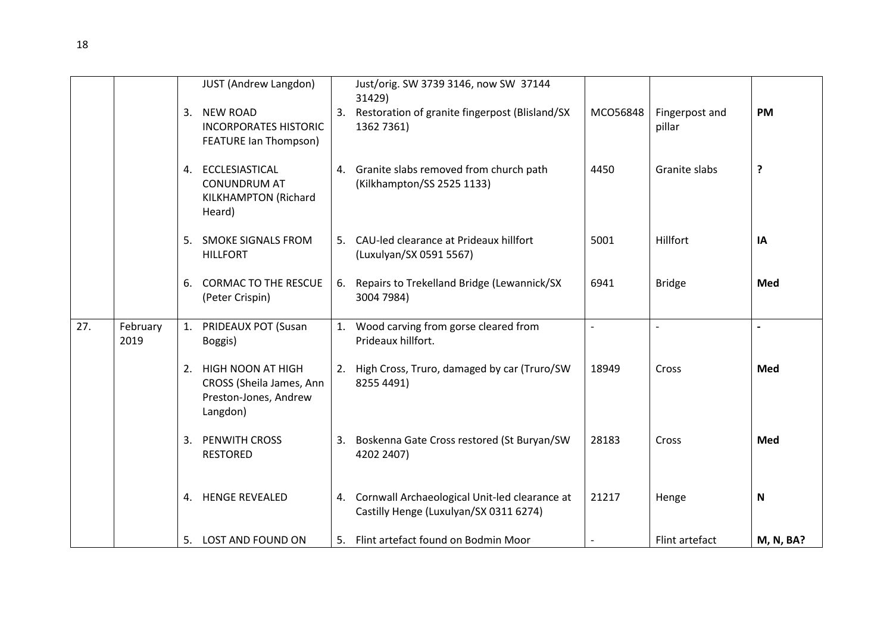| | | | | | | |
|---|---|---|---|---|---|---|
| | | JUST (Andrew Langdon) | Just/orig. SW 3739 3146, now SW 37144 31429) | | | |
| | | 3. NEW ROAD INCORPORATES HISTORIC FEATURE Ian Thompson) | 3. Restoration of granite fingerpost (Blisland/SX 1362 7361) | MCO56848 | Fingerpost and pillar | **PM** |
| | | 4. ECCLESIASTICAL CONUNDRUM AT KILKHAMPTON (Richard Heard) | 4. Granite slabs removed from church path (Kilkhampton/SS 2525 1133) | 4450 | Granite slabs | **?** |
| | | 5. SMOKE SIGNALS FROM HILLFORT | 5. CAU-led clearance at Prideaux hillfort (Luxulyan/SX 0591 5567) | 5001 | Hillfort | **IA** |
| | | 6. CORMAC TO THE RESCUE (Peter Crispin) | 6. Repairs to Trekelland Bridge (Lewannick/SX 3004 7984) | 6941 | Bridge | **Med** |
| 27. | February 2019 | 1. PRIDEAUX POT (Susan Boggis) | 1. Wood carving from gorse cleared from Prideaux hillfort. | - | - | **-** |
| | | 2. HIGH NOON AT HIGH CROSS (Sheila James, Ann Preston-Jones, Andrew Langdon) | 2. High Cross, Truro, damaged by car (Truro/SW 8255 4491) | 18949 | Cross | **Med** |
| | | 3. PENWITH CROSS RESTORED | 3. Boskenna Gate Cross restored (St Buryan/SW 4202 2407) | 28183 | Cross | **Med** |
| | | 4. HENGE REVEALED | 4. Cornwall Archaeological Unit-led clearance at Castilly Henge (Luxulyan/SX 0311 6274) | 21217 | Henge | **N** |
| | | 5. LOST AND FOUND ON | 5. Flint artefact found on Bodmin Moor | - | Flint artefact | **M, N, BA?** |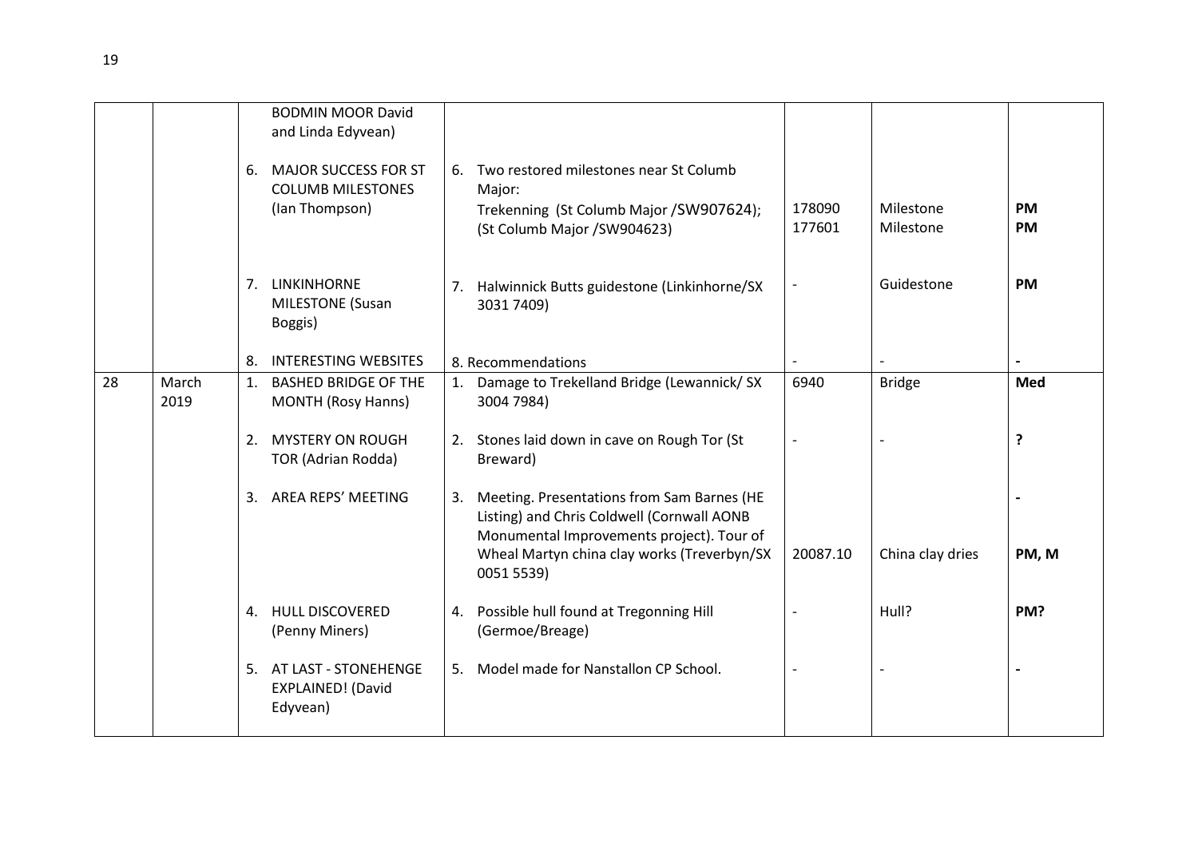| | | | | | | |
|---|---|---|---|---|---|---|
| | | BODMIN MOOR David and Linda Edyvean) | | | | |
| | | 6. MAJOR SUCCESS FOR ST COLUMB MILESTONES (Ian Thompson) | 6. Two restored milestones near St Columb Major: Trekenning (St Columb Major /SW907624); (St Columb Major /SW904623) | 178090<br>177601 | Milestone<br>Milestone | **PM**<br>**PM** |
| | | 7. LINKINHORNE MILESTONE (Susan Boggis) | 7. Halwinnick Butts guidestone (Linkinhorne/SX 3031 7409) | - | Guidestone | **PM** |
| | | 8. INTERESTING WEBSITES | 8. Recommendations | - | - | **-** |
| 28 | March 2019 | 1. BASHED BRIDGE OF THE MONTH (Rosy Hanns) | 1. Damage to Trekelland Bridge (Lewannick/ SX 3004 7984) | 6940 | Bridge | **Med** |
| | | 2. MYSTERY ON ROUGH TOR (Adrian Rodda) | 2. Stones laid down in cave on Rough Tor (St Breward) | - | - | **?** |
| | | 3. AREA REPS' MEETING | 3. Meeting. Presentations from Sam Barnes (HE Listing) and Chris Coldwell (Cornwall AONB Monumental Improvements project). Tour of Wheal Martyn china clay works (Treverbyn/SX 0051 5539) | 20087.10 | China clay dries | **-**<br>**PM, M** |
| | | 4. HULL DISCOVERED (Penny Miners) | 4. Possible hull found at Tregonning Hill (Germoe/Breage) | - | Hull? | **PM?** |
| | | 5. AT LAST - STONEHENGE EXPLAINED! (David Edyvean) | 5. Model made for Nanstallon CP School. | - | - | **-** |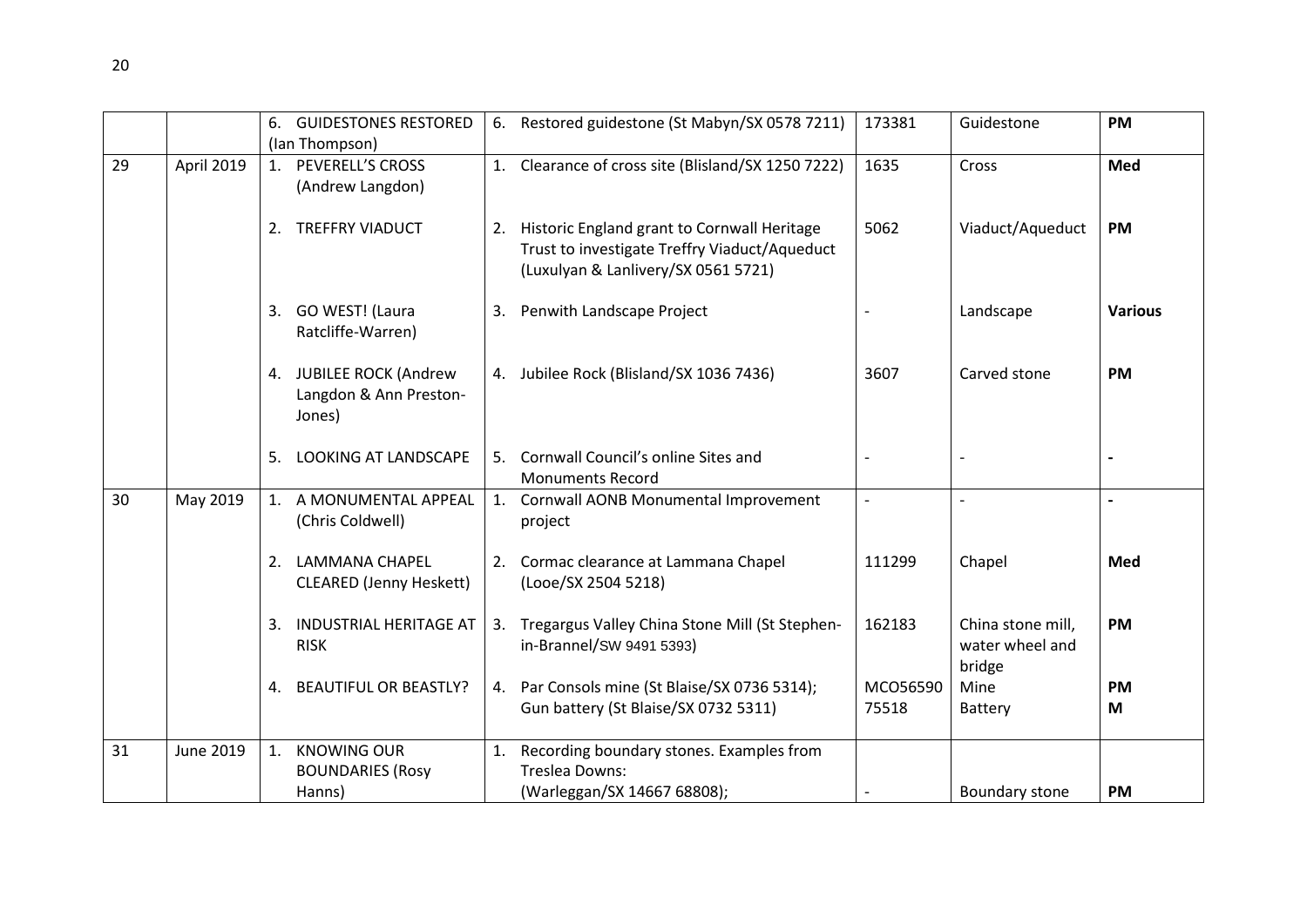| | | 6. GUIDESTONES RESTORED (Ian Thompson) | 6. Restored guidestone (St Mabyn/SX 0578 7211) | 173381 | Guidestone | **PM** |
|---|---|---|---|---|---|---|
| 29 | April 2019 | 1. PEVERELL'S CROSS (Andrew Langdon) | 1. Clearance of cross site (Blisland/SX 1250 7222) | 1635 | Cross | **Med** |
| | | 2. TREFFRY VIADUCT | 2. Historic England grant to Cornwall Heritage Trust to investigate Treffry Viaduct/Aqueduct (Luxulyan & Lanlivery/SX 0561 5721) | 5062 | Viaduct/Aqueduct | **PM** |
| | | 3. GO WEST! (Laura Ratcliffe-Warren) | 3. Penwith Landscape Project | - | Landscape | **Various** |
| | | 4. JUBILEE ROCK (Andrew Langdon & Ann Preston-Jones) | 4. Jubilee Rock (Blisland/SX 1036 7436) | 3607 | Carved stone | **PM** |
| | | 5. LOOKING AT LANDSCAPE | 5. Cornwall Council's online Sites and Monuments Record | - | - | **-** |
| 30 | May 2019 | 1. A MONUMENTAL APPEAL (Chris Coldwell) | 1. Cornwall AONB Monumental Improvement project | - | - | **-** |
| | | 2. LAMMANA CHAPEL CLEARED (Jenny Heskett) | 2. Cormac clearance at Lammana Chapel (Looe/SX 2504 5218) | 111299 | Chapel | **Med** |
| | | 3. INDUSTRIAL HERITAGE AT RISK | 3. Tregargus Valley China Stone Mill (St Stephen-in-Brannel/SW 9491 5393) | 162183 | China stone mill, water wheel and bridge | **PM** |
| | | 4. BEAUTIFUL OR BEASTLY? | 4. Par Consols mine (St Blaise/SX 0736 5314); Gun battery (St Blaise/SX 0732 5311) | MCO56590 75518 | Mine Battery | **PM** **M** |
| 31 | June 2019 | 1. KNOWING OUR BOUNDARIES (Rosy Hanns) | 1. Recording boundary stones. Examples from Treslea Downs: (Warleggan/SX 14667 68808); | - | Boundary stone | **PM** |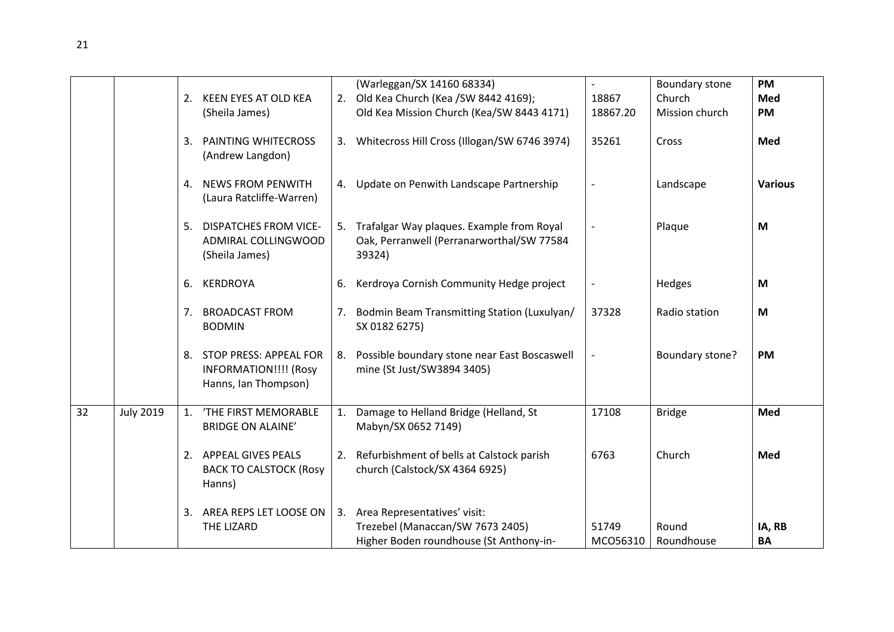|  |  |  |  |  |  |  |
|---|---|---|---|---|---|---|
|  |  |  | (Warleggan/SX 14160 68334) | - | Boundary stone | **PM** |
|  |  | 2. KEEN EYES AT OLD KEA (Sheila James) | 2. Old Kea Church (Kea /SW 8442 4169); Old Kea Mission Church (Kea/SW 8443 4171) | 18867<br>18867.20 | Church<br>Mission church | **Med**<br>**PM** |
|  |  | 3. PAINTING WHITECROSS (Andrew Langdon) | 3. Whitecross Hill Cross (Illogan/SW 6746 3974) | 35261 | Cross | **Med** |
|  |  | 4. NEWS FROM PENWITH (Laura Ratcliffe-Warren) | 4. Update on Penwith Landscape Partnership | - | Landscape | **Various** |
|  |  | 5. DISPATCHES FROM VICE-ADMIRAL COLLINGWOOD (Sheila James) | 5. Trafalgar Way plaques. Example from Royal Oak, Perranwell (Perranarworthal/SW 77584 39324) | - | Plaque | **M** |
|  |  | 6. KERDROYA | 6. Kerdroya Cornish Community Hedge project | - | Hedges | **M** |
|  |  | 7. BROADCAST FROM BODMIN | 7. Bodmin Beam Transmitting Station (Luxulyan/ SX 0182 6275) | 37328 | Radio station | **M** |
|  |  | 8. STOP PRESS: APPEAL FOR INFORMATION!!!! (Rosy Hanns, Ian Thompson) | 8. Possible boundary stone near East Boscaswell mine (St Just/SW3894 3405) | - | Boundary stone? | **PM** |
| 32 | July 2019 | 1. 'THE FIRST MEMORABLE BRIDGE ON ALAINE' | 1. Damage to Helland Bridge (Helland, St Mabyn/SX 0652 7149) | 17108 | Bridge | **Med** |
|  |  | 2. APPEAL GIVES PEALS BACK TO CALSTOCK (Rosy Hanns) | 2. Refurbishment of bells at Calstock parish church (Calstock/SX 4364 6925) | 6763 | Church | **Med** |
|  |  | 3. AREA REPS LET LOOSE ON THE LIZARD | 3. Area Representatives' visit: Trezebel (Manaccan/SW 7673 2405) Higher Boden roundhouse (St Anthony-in- | 51749<br>MCO56310 | Round<br>Roundhouse | **IA, RB**<br>**BA** |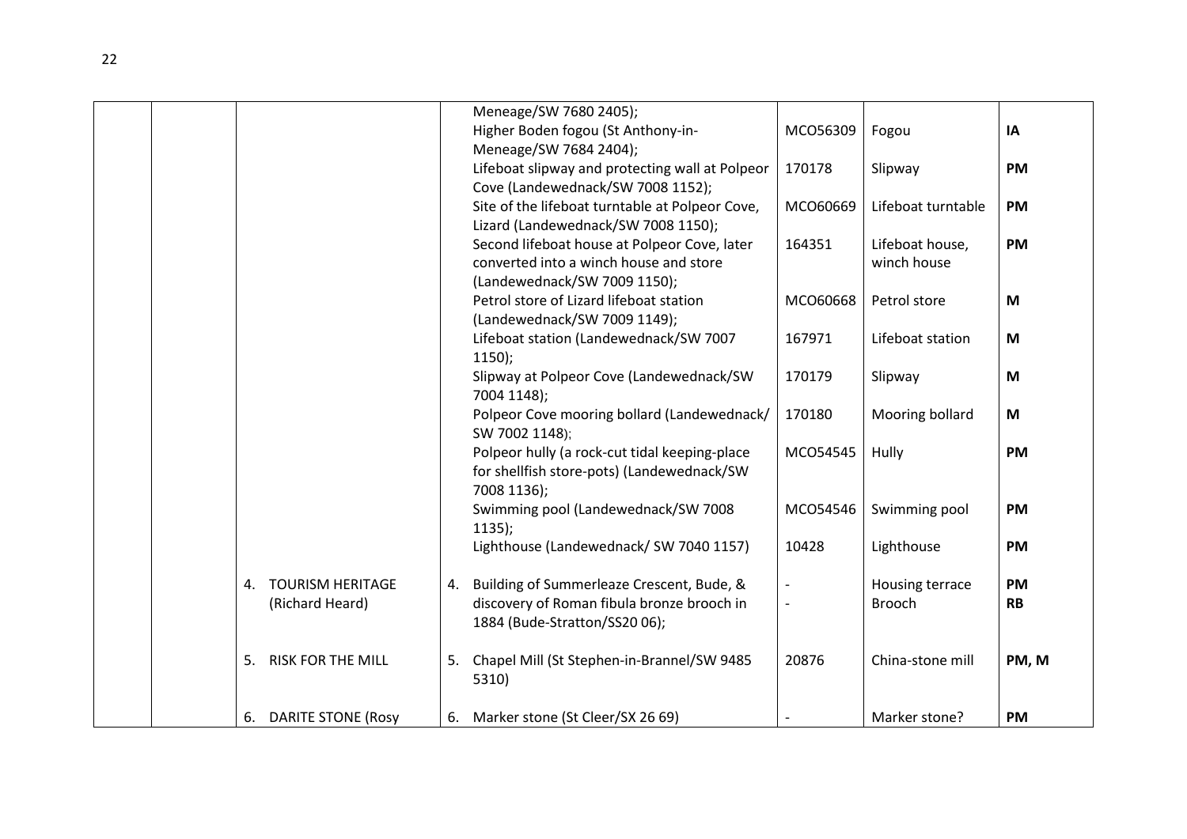| | | | | | | |
|---|---|---|---|---|---|---|
| | | | Meneage/SW 7680 2405); | | | |
| | | | Higher Boden fogou (St Anthony-in-Meneage/SW 7684 2404); | MCO56309 | Fogou | **IA** |
| | | | Lifeboat slipway and protecting wall at Polpeor Cove (Landewednack/SW 7008 1152); | 170178 | Slipway | **PM** |
| | | | Site of the lifeboat turntable at Polpeor Cove, Lizard (Landewednack/SW 7008 1150); | MCO60669 | Lifeboat turntable | **PM** |
| | | | Second lifeboat house at Polpeor Cove, later converted into a winch house and store (Landewednack/SW 7009 1150); | 164351 | Lifeboat house, winch house | **PM** |
| | | | Petrol store of Lizard lifeboat station (Landewednack/SW 7009 1149); | MCO60668 | Petrol store | **M** |
| | | | Lifeboat station (Landewednack/SW 7007 1150); | 167971 | Lifeboat station | **M** |
| | | | Slipway at Polpeor Cove (Landewednack/SW 7004 1148); | 170179 | Slipway | **M** |
| | | | Polpeor Cove mooring bollard (Landewednack/ SW 7002 1148); | 170180 | Mooring bollard | **M** |
| | | | Polpeor hully (a rock-cut tidal keeping-place for shellfish store-pots) (Landewednack/SW 7008 1136); | MCO54545 | Hully | **PM** |
| | | | Swimming pool (Landewednack/SW 7008 1135); | MCO54546 | Swimming pool | **PM** |
| | | | Lighthouse (Landewednack/ SW 7040 1157) | 10428 | Lighthouse | **PM** |
| | | 4. TOURISM HERITAGE (Richard Heard) | 4. Building of Summerleaze Crescent, Bude, & discovery of Roman fibula bronze brooch in 1884 (Bude-Stratton/SS20 06); | -<br>- | Housing terrace<br>Brooch | **PM**<br>**RB** |
| | | 5. RISK FOR THE MILL | 5. Chapel Mill (St Stephen-in-Brannel/SW 9485 5310) | 20876 | China-stone mill | **PM, M** |
| | | 6. DARITE STONE (Rosy | 6. Marker stone (St Cleer/SX 26 69) | - | Marker stone? | **PM** |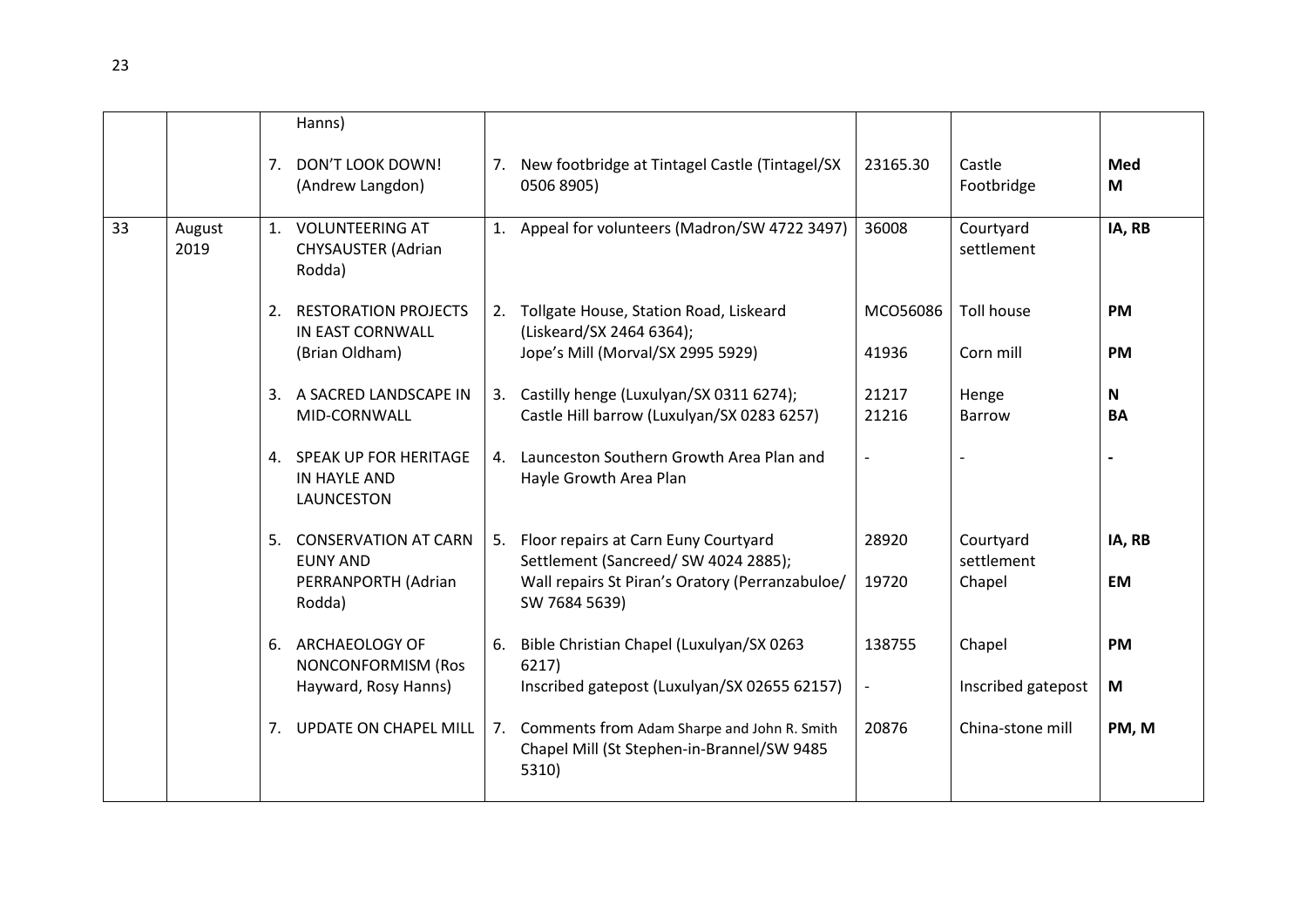| | | | | | | |
|---|---|---|---|---|---|---|
| | | Hanns) | | | | |
| | | 7. DON'T LOOK DOWN! (Andrew Langdon) | 7. New footbridge at Tintagel Castle (Tintagel/SX 0506 8905) | 23165.30 | Castle Footbridge | **Med M** |
| 33 | August 2019 | 1. VOLUNTEERING AT CHYSAUSTER (Adrian Rodda) | 1. Appeal for volunteers (Madron/SW 4722 3497) | 36008 | Courtyard settlement | **IA, RB** |
| | | 2. RESTORATION PROJECTS IN EAST CORNWALL (Brian Oldham) | 2. Tollgate House, Station Road, Liskeard (Liskeard/SX 2464 6364); Jope's Mill (Morval/SX 2995 5929) | MCO56086 41936 | Toll house Corn mill | **PM** **PM** |
| | | 3. A SACRED LANDSCAPE IN MID-CORNWALL | 3. Castilly henge (Luxulyan/SX 0311 6274); Castle Hill barrow (Luxulyan/SX 0283 6257) | 21217 21216 | Henge Barrow | **N** **BA** |
| | | 4. SPEAK UP FOR HERITAGE IN HAYLE AND LAUNCESTON | 4. Launceston Southern Growth Area Plan and Hayle Growth Area Plan | - | - | **-** |
| | | 5. CONSERVATION AT CARN EUNY AND PERRANPORTH (Adrian Rodda) | 5. Floor repairs at Carn Euny Courtyard Settlement (Sancreed/ SW 4024 2885); Wall repairs St Piran's Oratory (Perranzabuloe/ SW 7684 5639) | 28920 19720 | Courtyard settlement Chapel | **IA, RB** **EM** |
| | | 6. ARCHAEOLOGY OF NONCONFORMISM (Ros Hayward, Rosy Hanns) | 6. Bible Christian Chapel (Luxulyan/SX 0263 6217) Inscribed gatepost (Luxulyan/SX 02655 62157) | 138755 - | Chapel Inscribed gatepost | **PM** **M** |
| | | 7. UPDATE ON CHAPEL MILL | 7. Comments from Adam Sharpe and John R. Smith Chapel Mill (St Stephen-in-Brannel/SW 9485 5310) | 20876 | China-stone mill | **PM, M** |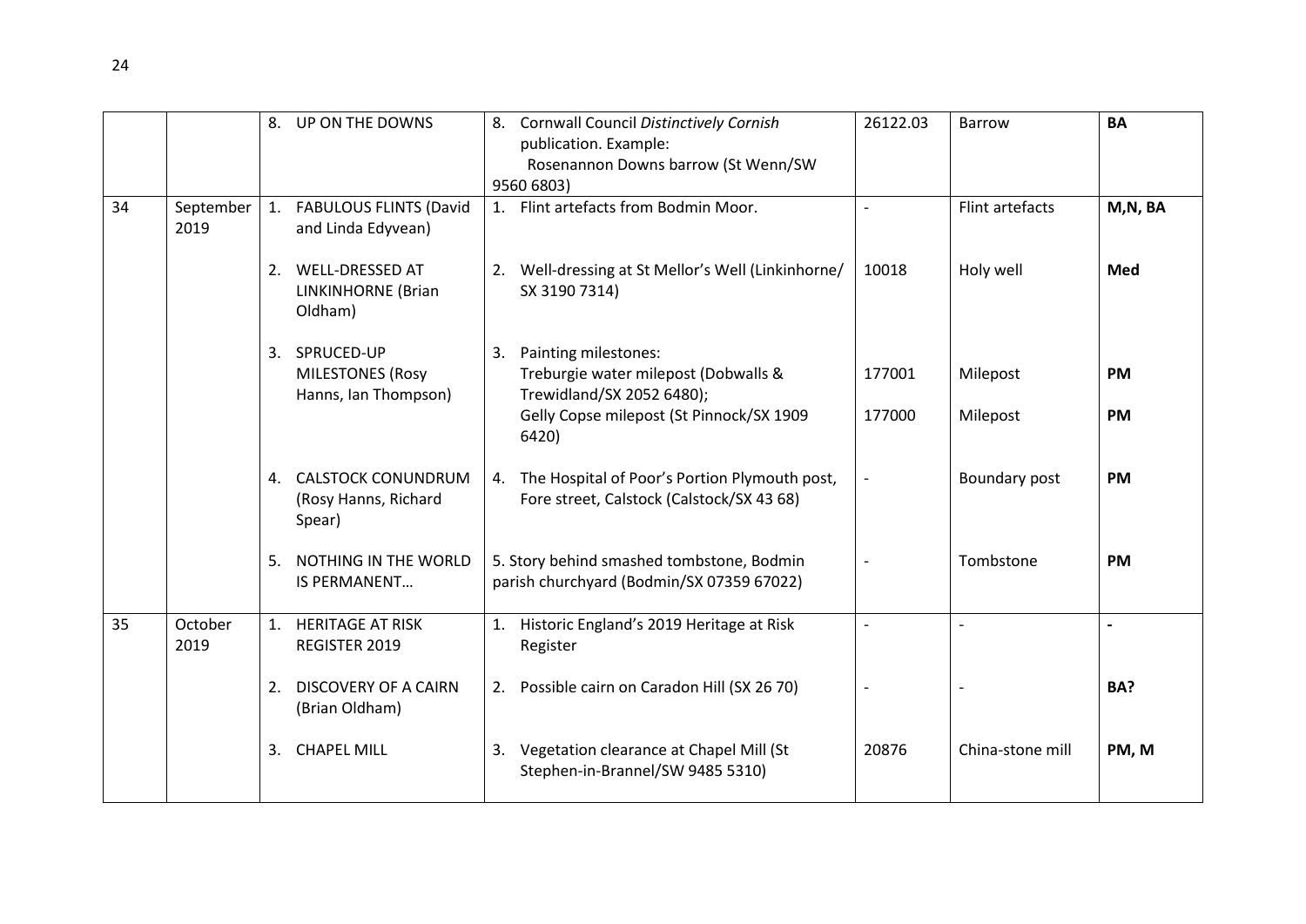| | | | | | | |
|---|---|---|---|---|---|---|
| | | 8. UP ON THE DOWNS | 8. Cornwall Council *Distinctively Cornish* publication. Example: Rosenannon Downs barrow (St Wenn/SW 9560 6803) | 26122.03 | Barrow | **BA** |
| 34 | September 2019 | 1. FABULOUS FLINTS (David and Linda Edyvean) | 1. Flint artefacts from Bodmin Moor. | - | Flint artefacts | **M,N, BA** |
| | | 2. WELL-DRESSED AT LINKINHORNE (Brian Oldham) | 2. Well-dressing at St Mellor's Well (Linkinhorne/ SX 3190 7314) | 10018 | Holy well | **Med** |
| | | 3. SPRUCED-UP MILESTONES (Rosy Hanns, Ian Thompson) | 3. Painting milestones: Treburgie water milepost (Dobwalls & Trewidland/SX 2052 6480); | 177001 | Milepost | **PM** |
| | | | Gelly Copse milepost (St Pinnock/SX 1909 6420) | 177000 | Milepost | **PM** |
| | | 4. CALSTOCK CONUNDRUM (Rosy Hanns, Richard Spear) | 4. The Hospital of Poor's Portion Plymouth post, Fore street, Calstock (Calstock/SX 43 68) | - | Boundary post | **PM** |
| | | 5. NOTHING IN THE WORLD IS PERMANENT… | 5. Story behind smashed tombstone, Bodmin parish churchyard (Bodmin/SX 07359 67022) | - | Tombstone | **PM** |
| 35 | October 2019 | 1. HERITAGE AT RISK REGISTER 2019 | 1. Historic England's 2019 Heritage at Risk Register | - | - | **-** |
| | | 2. DISCOVERY OF A CAIRN (Brian Oldham) | 2. Possible cairn on Caradon Hill (SX 26 70) | - | - | **BA?** |
| | | 3. CHAPEL MILL | 3. Vegetation clearance at Chapel Mill (St Stephen-in-Brannel/SW 9485 5310) | 20876 | China-stone mill | **PM, M** |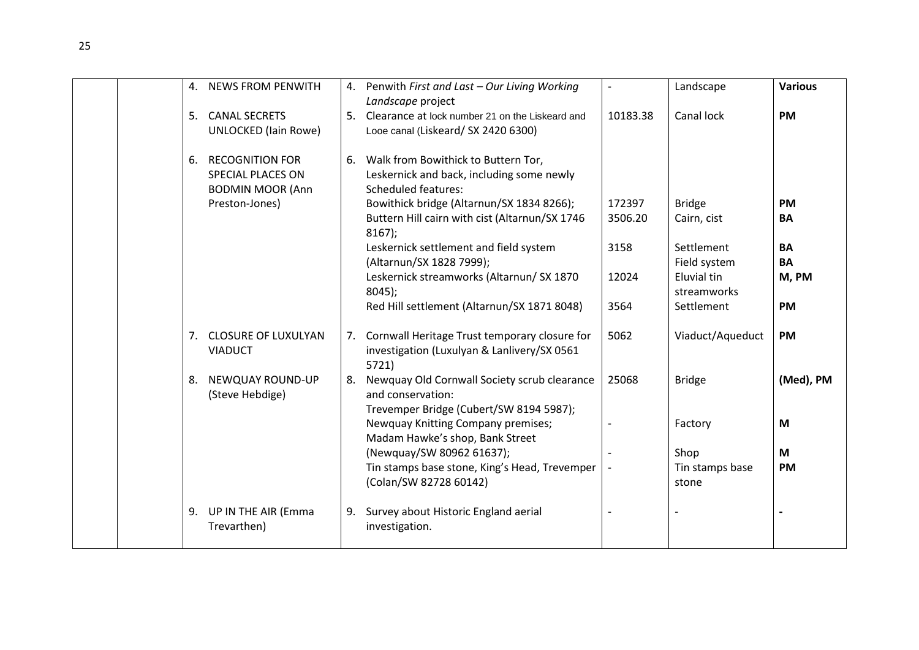| | | | | | | |
|---|---|---|---|---|---|---|
| | | 4. NEWS FROM PENWITH | 4. Penwith *First and Last – Our Living Working Landscape* project | - | Landscape | **Various** |
| | | 5. CANAL SECRETS UNLOCKED (Iain Rowe) | 5. Clearance at lock number 21 on the Liskeard and Looe canal (Liskeard/ SX 2420 6300) | 10183.38 | Canal lock | **PM** |
| | | 6. RECOGNITION FOR SPECIAL PLACES ON BODMIN MOOR (Ann Preston-Jones) | 6. Walk from Bowithick to Buttern Tor, Leskernick and back, including some newly Scheduled features: | | | |
| | | | Bowithick bridge (Altarnun/SX 1834 8266); | 172397 | Bridge | **PM** |
| | | | Buttern Hill cairn with cist (Altarnun/SX 1746 8167); | 3506.20 | Cairn, cist | **BA** |
| | | | Leskernick settlement and field system (Altarnun/SX 1828 7999); | 3158 | Settlement<br>Field system | **BA**<br>**BA** |
| | | | Leskernick streamworks (Altarnun/ SX 1870 8045); | 12024 | Eluvial tin streamworks | **M, PM** |
| | | | Red Hill settlement (Altarnun/SX 1871 8048) | 3564 | Settlement | **PM** |
| | | 7. CLOSURE OF LUXULYAN VIADUCT | 7. Cornwall Heritage Trust temporary closure for investigation (Luxulyan & Lanlivery/SX 0561 5721) | 5062 | Viaduct/Aqueduct | **PM** |
| | | 8. NEWQUAY ROUND-UP (Steve Hebdige) | 8. Newquay Old Cornwall Society scrub clearance and conservation:<br>Trevemper Bridge (Cubert/SW 8194 5987); | 25068 | Bridge | **(Med), PM** |
| | | | Newquay Knitting Company premises; | - | Factory | **M** |
| | | | Madam Hawke's shop, Bank Street (Newquay/SW 80962 61637); | - | Shop | **M** |
| | | | Tin stamps base stone, King's Head, Trevemper (Colan/SW 82728 60142) | - | Tin stamps base stone | **PM** |
| | | 9. UP IN THE AIR (Emma Trevarthen) | 9. Survey about Historic England aerial investigation. | - | - | **-** |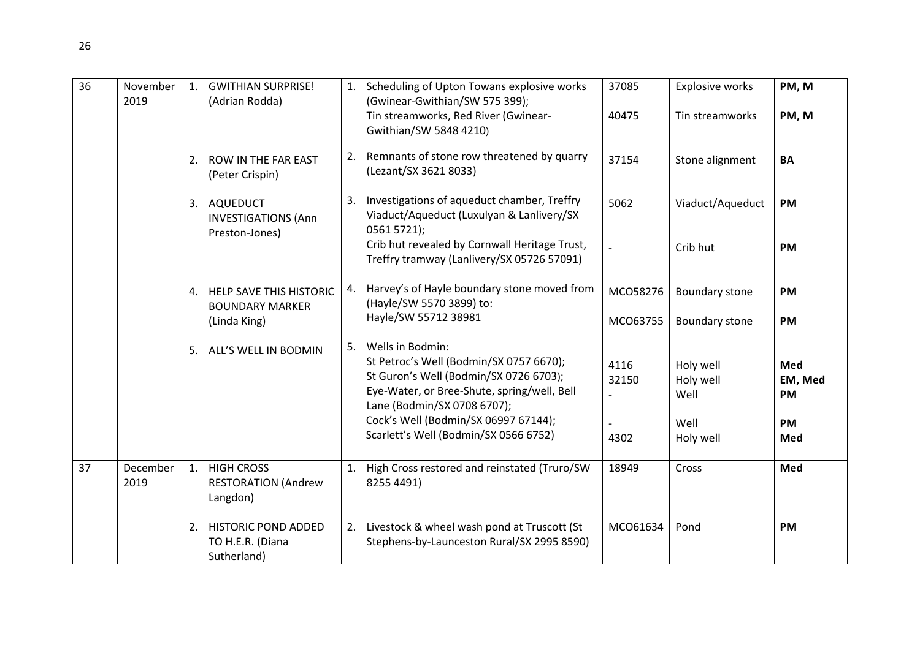| 36 | November 2019 | 1. GWITHIAN SURPRISE! (Adrian Rodda) | 1. Scheduling of Upton Towans explosive works (Gwinear-Gwithian/SW 575 399); | 37085 | Explosive works | **PM, M** |
|---|---|---|---|---|---|---|
| | | | Tin streamworks, Red River (Gwinear-Gwithian/SW 5848 4210) | 40475 | Tin streamworks | **PM, M** |
| | | 2. ROW IN THE FAR EAST (Peter Crispin) | 2. Remnants of stone row threatened by quarry (Lezant/SX 3621 8033) | 37154 | Stone alignment | **BA** |
| | | 3. AQUEDUCT INVESTIGATIONS (Ann Preston-Jones) | 3. Investigations of aqueduct chamber, Treffry Viaduct/Aqueduct (Luxulyan & Lanlivery/SX 0561 5721); | 5062 | Viaduct/Aqueduct | **PM** |
| | | | Crib hut revealed by Cornwall Heritage Trust, Treffry tramway (Lanlivery/SX 05726 57091) | - | Crib hut | **PM** |
| | | 4. HELP SAVE THIS HISTORIC BOUNDARY MARKER (Linda King) | 4. Harvey's of Hayle boundary stone moved from (Hayle/SW 5570 3899) to: | MCO58276 | Boundary stone | **PM** |
| | | | Hayle/SW 55712 38981 | MCO63755 | Boundary stone | **PM** |
| | | 5. ALL'S WELL IN BODMIN | 5. Wells in Bodmin: | | | |
| | | | St Petroc's Well (Bodmin/SX 0757 6670); | 4116 | Holy well | **Med** |
| | | | St Guron's Well (Bodmin/SX 0726 6703); | 32150 | Holy well | **EM, Med** |
| | | | Eye-Water, or Bree-Shute, spring/well, Bell Lane (Bodmin/SX 0708 6707); | - | Well | **PM** |
| | | | Cock's Well (Bodmin/SX 06997 67144); | - | Well | **PM** |
| | | | Scarlett's Well (Bodmin/SX 0566 6752) | 4302 | Holy well | **Med** |
| 37 | December 2019 | 1. HIGH CROSS RESTORATION (Andrew Langdon) | 1. High Cross restored and reinstated (Truro/SW 8255 4491) | 18949 | Cross | **Med** |
| | | 2. HISTORIC POND ADDED TO H.E.R. (Diana Sutherland) | 2. Livestock & wheel wash pond at Truscott (St Stephens-by-Launceston Rural/SX 2995 8590) | MCO61634 | Pond | **PM** |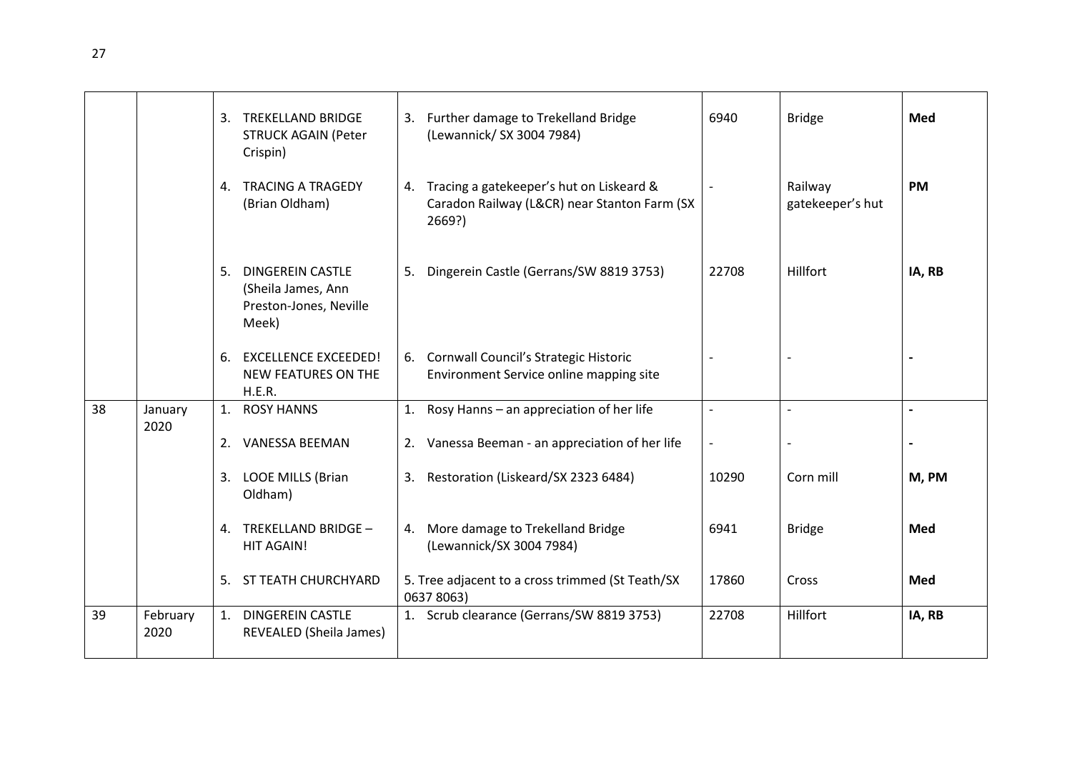| | | | | | | |
|---|---|---|---|---|---|---|
| | | 3. TREKELLAND BRIDGE STRUCK AGAIN (Peter Crispin) | 3. Further damage to Trekelland Bridge (Lewannick/ SX 3004 7984) | 6940 | Bridge | **Med** |
| | | 4. TRACING A TRAGEDY (Brian Oldham) | 4. Tracing a gatekeeper's hut on Liskeard & Caradon Railway (L&CR) near Stanton Farm (SX 2669?) | - | Railway gatekeeper's hut | **PM** |
| | | 5. DINGEREIN CASTLE (Sheila James, Ann Preston-Jones, Neville Meek) | 5. Dingerein Castle (Gerrans/SW 8819 3753) | 22708 | Hillfort | **IA, RB** |
| | | 6. EXCELLENCE EXCEEDED! NEW FEATURES ON THE H.E.R. | 6. Cornwall Council's Strategic Historic Environment Service online mapping site | - | - | **-** |
| 38 | January 2020 | 1. ROSY HANNS | 1. Rosy Hanns – an appreciation of her life | - | - | **-** |
| | | 2. VANESSA BEEMAN | 2. Vanessa Beeman - an appreciation of her life | - | - | **-** |
| | | 3. LOOE MILLS (Brian Oldham) | 3. Restoration (Liskeard/SX 2323 6484) | 10290 | Corn mill | **M, PM** |
| | | 4. TREKELLAND BRIDGE – HIT AGAIN! | 4. More damage to Trekelland Bridge (Lewannick/SX 3004 7984) | 6941 | Bridge | **Med** |
| | | 5. ST TEATH CHURCHYARD | 5. Tree adjacent to a cross trimmed (St Teath/SX 0637 8063) | 17860 | Cross | **Med** |
| 39 | February 2020 | 1. DINGEREIN CASTLE REVEALED (Sheila James) | 1. Scrub clearance (Gerrans/SW 8819 3753) | 22708 | Hillfort | **IA, RB** |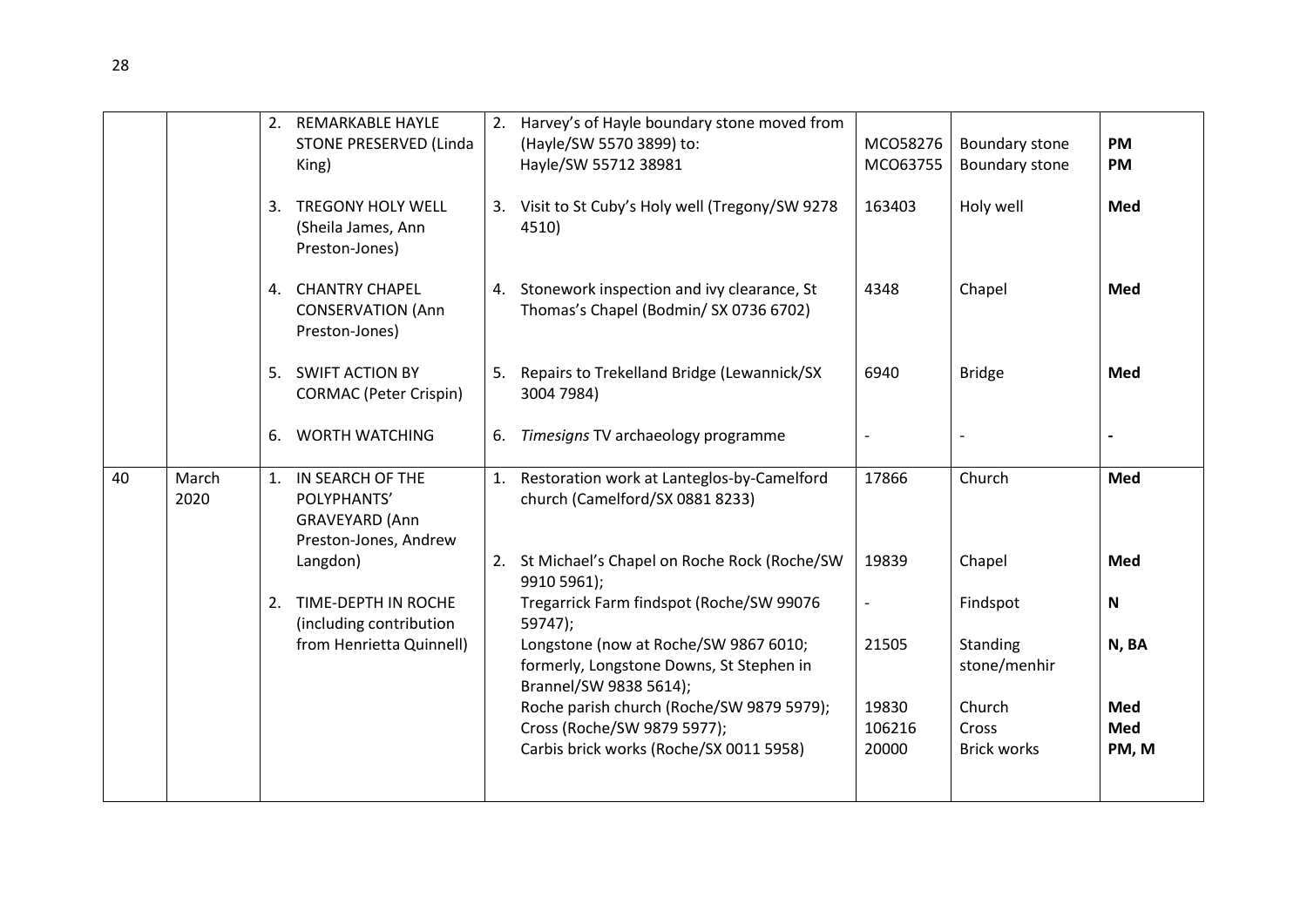| | | | | | | |
|---|---|---|---|---|---|---|
| | | 2. REMARKABLE HAYLE STONE PRESERVED (Linda King) | 2. Harvey's of Hayle boundary stone moved from (Hayle/SW 5570 3899) to: Hayle/SW 55712 38981 | MCO58276 MCO63755 | Boundary stone Boundary stone | **PM** **PM** |
| | | 3. TREGONY HOLY WELL (Sheila James, Ann Preston-Jones) | 3. Visit to St Cuby's Holy well (Tregony/SW 9278 4510) | 163403 | Holy well | **Med** |
| | | 4. CHANTRY CHAPEL CONSERVATION (Ann Preston-Jones) | 4. Stonework inspection and ivy clearance, St Thomas's Chapel (Bodmin/ SX 0736 6702) | 4348 | Chapel | **Med** |
| | | 5. SWIFT ACTION BY CORMAC (Peter Crispin) | 5. Repairs to Trekelland Bridge (Lewannick/SX 3004 7984) | 6940 | Bridge | **Med** |
| | | 6. WORTH WATCHING | 6. *Timesigns* TV archaeology programme | - | - | **-** |
| 40 | March 2020 | 1. IN SEARCH OF THE POLYPHANTS' GRAVEYARD (Ann Preston-Jones, Andrew Langdon) | 1. Restoration work at Lanteglos-by-Camelford church (Camelford/SX 0881 8233) | 17866 | Church | **Med** |
| | | 2. TIME-DEPTH IN ROCHE (including contribution from Henrietta Quinnell) | 2. St Michael's Chapel on Roche Rock (Roche/SW 9910 5961); | 19839 | Chapel | **Med** |
| | | | Tregarrick Farm findspot (Roche/SW 99076 59747); | - | Findspot | **N** |
| | | | Longstone (now at Roche/SW 9867 6010; formerly, Longstone Downs, St Stephen in Brannel/SW 9838 5614); | 21505 | Standing stone/menhir | **N, BA** |
| | | | Roche parish church (Roche/SW 9879 5979); | 19830 | Church | **Med** |
| | | | Cross (Roche/SW 9879 5977); | 106216 | Cross | **Med** |
| | | | Carbis brick works (Roche/SX 0011 5958) | 20000 | Brick works | **PM, M** |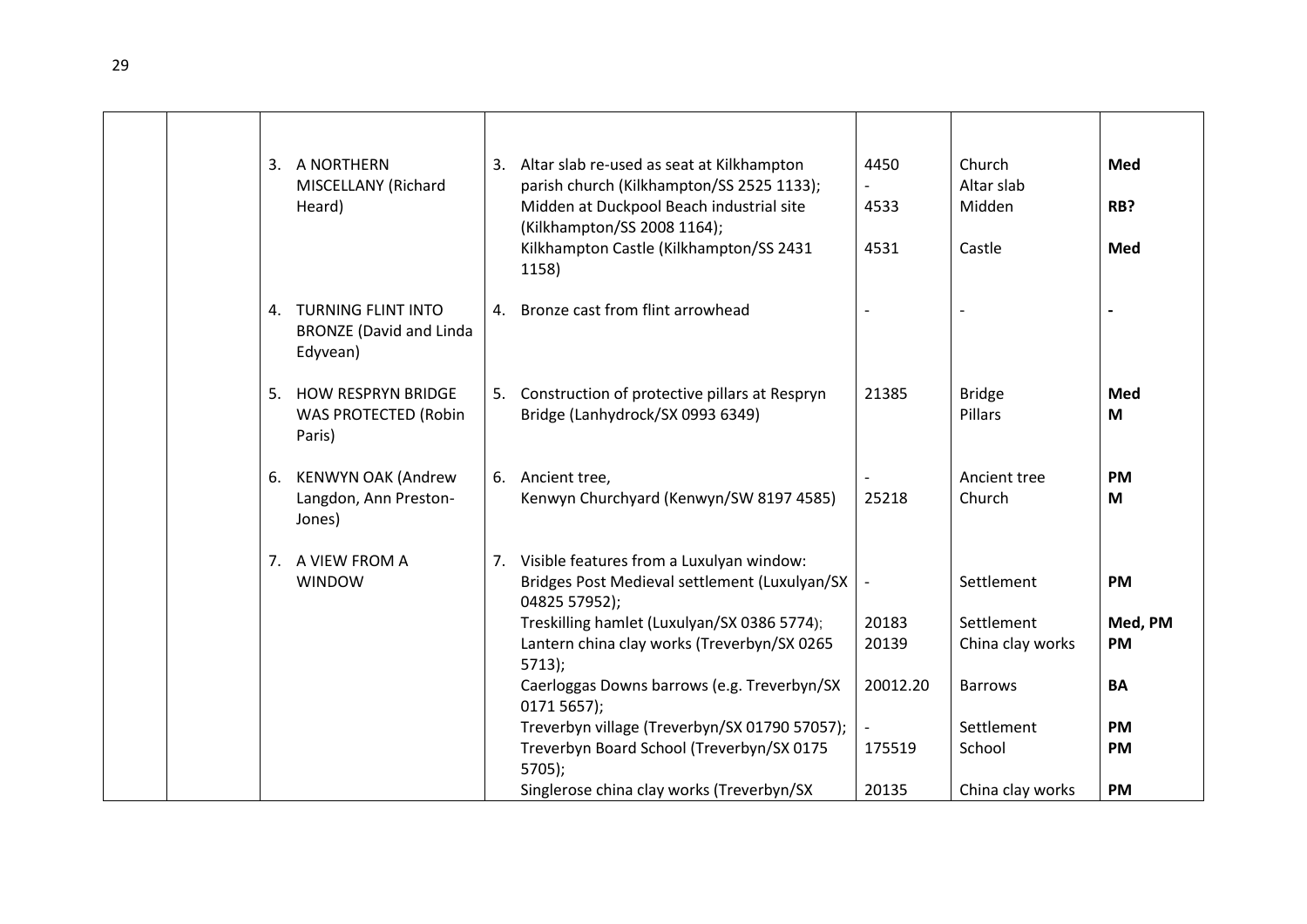|  |  |  |  |  |  |  |
|---|---|---|---|---|---|---|
|  |  | 3. A NORTHERN MISCELLANY (Richard Heard) | 3. Altar slab re-used as seat at Kilkhampton parish church (Kilkhampton/SS 2525 1133); Midden at Duckpool Beach industrial site (Kilkhampton/SS 2008 1164); Kilkhampton Castle (Kilkhampton/SS 2431 1158) | 4450<br>-<br>4533<br>4531 | Church<br>Altar slab<br>Midden<br>Castle | **Med**<br><br>**RB?**<br>**Med** |
|  |  | 4. TURNING FLINT INTO BRONZE (David and Linda Edyvean) | 4. Bronze cast from flint arrowhead | - | - | **-** |
|  |  | 5. HOW RESPRYN BRIDGE WAS PROTECTED (Robin Paris) | 5. Construction of protective pillars at Respryn Bridge (Lanhydrock/SX 0993 6349) | 21385 | Bridge<br>Pillars | **Med**<br>**M** |
|  |  | 6. KENWYN OAK (Andrew Langdon, Ann Preston-Jones) | 6. Ancient tree,<br>Kenwyn Churchyard (Kenwyn/SW 8197 4585) | -<br>25218 | Ancient tree<br>Church | **PM**<br>**M** |
|  |  | 7. A VIEW FROM A WINDOW | 7. Visible features from a Luxulyan window:<br>Bridges Post Medieval settlement (Luxulyan/SX 04825 57952);<br>Treskilling hamlet (Luxulyan/SX 0386 5774);<br>Lantern china clay works (Treverbyn/SX 0265 5713);<br>Caerloggas Downs barrows (e.g. Treverbyn/SX 0171 5657);<br>Treverbyn village (Treverbyn/SX 01790 57057);<br>Treverbyn Board School (Treverbyn/SX 0175 5705);<br>Singlerose china clay works (Treverbyn/SX | <br>-<br>20183<br>20139<br>20012.20<br>-<br>175519<br>20135 | <br>Settlement<br>Settlement<br>China clay works<br>Barrows<br>Settlement<br>School<br>China clay works | <br>**PM**<br>**Med, PM**<br>**PM**<br>**BA**<br>**PM**<br>**PM**<br>**PM** |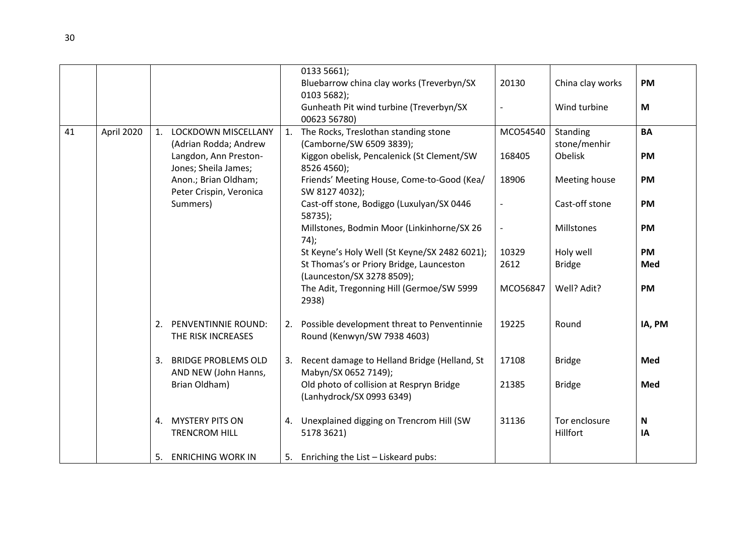| | | | | | | |
|---|---|---|---|---|---|---|
| | | | 0133 5661); Bluebarrow china clay works (Treverbyn/SX 0103 5682); Gunheath Pit wind turbine (Treverbyn/SX 00623 56780) | 20130<br>- | China clay works<br>Wind turbine | **PM**<br>**M** |
| 41 | April 2020 | 1. LOCKDOWN MISCELLANY (Adrian Rodda; Andrew Langdon, Ann Preston-Jones; Sheila James; Anon.; Brian Oldham; Peter Crispin, Veronica Summers) | 1. The Rocks, Treslothan standing stone (Camborne/SW 6509 3839); Kiggon obelisk, Pencalenick (St Clement/SW 8526 4560); Friends' Meeting House, Come-to-Good (Kea/ SW 8127 4032); Cast-off stone, Bodiggo (Luxulyan/SX 0446 58735); Millstones, Bodmin Moor (Linkinhorne/SX 26 74); St Keyne's Holy Well (St Keyne/SX 2482 6021); St Thomas's or Priory Bridge, Launceston (Launceston/SX 3278 8509); The Adit, Tregonning Hill (Germoe/SW 5999 2938) | MCO54540<br>168405<br>18906<br>-<br>-<br>10329<br>2612<br>MCO56847 | Standing stone/menhir<br>Obelisk<br>Meeting house<br>Cast-off stone<br>Millstones<br>Holy well<br>Bridge<br>Well? Adit? | **BA**<br>**PM**<br>**PM**<br>**PM**<br>**PM**<br>**PM**<br>**Med**<br>**PM** |
| | | 2. PENVENTINNIE ROUND: THE RISK INCREASES | 2. Possible development threat to Penventinnie Round (Kenwyn/SW 7938 4603) | 19225 | Round | **IA, PM** |
| | | 3. BRIDGE PROBLEMS OLD AND NEW (John Hanns, Brian Oldham) | 3. Recent damage to Helland Bridge (Helland, St Mabyn/SX 0652 7149); Old photo of collision at Respryn Bridge (Lanhydrock/SX 0993 6349) | 17108<br>21385 | Bridge<br>Bridge | **Med**<br>**Med** |
| | | 4. MYSTERY PITS ON TRENCROM HILL | 4. Unexplained digging on Trencrom Hill (SW 5178 3621) | 31136 | Tor enclosure<br>Hillfort | **N**<br>**IA** |
| | | 5. ENRICHING WORK IN | 5. Enriching the List – Liskeard pubs: | | | |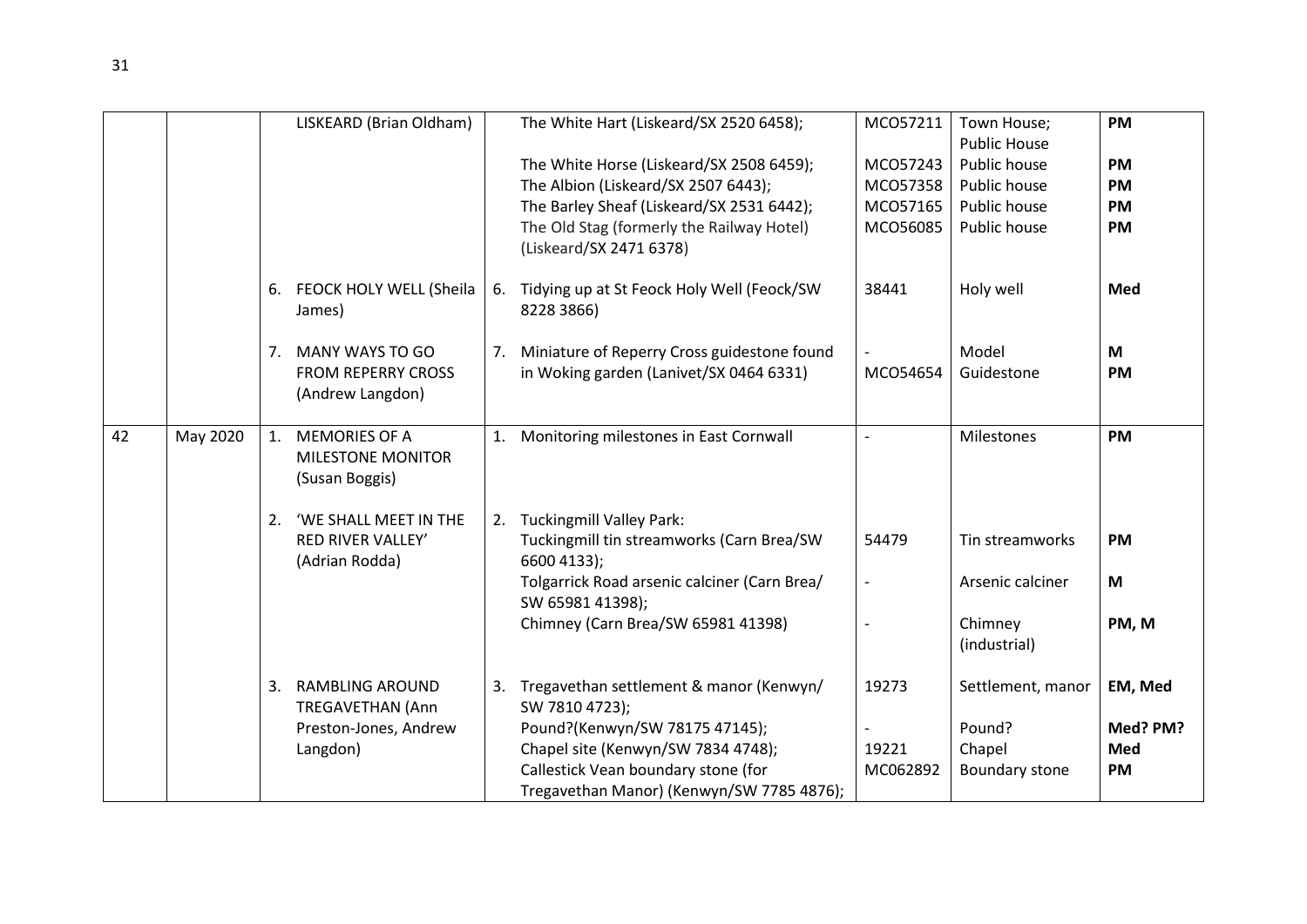| | | | | | | |
|---|---|---|---|---|---|---|
| | | LISKEARD (Brian Oldham) | The White Hart (Liskeard/SX 2520 6458); | MCO57211 | Town House; Public House | **PM** |
| | | | The White Horse (Liskeard/SX 2508 6459); | MCO57243 | Public house | **PM** |
| | | | The Albion (Liskeard/SX 2507 6443); | MCO57358 | Public house | **PM** |
| | | | The Barley Sheaf (Liskeard/SX 2531 6442); | MCO57165 | Public house | **PM** |
| | | | The Old Stag (formerly the Railway Hotel) (Liskeard/SX 2471 6378) | MCO56085 | Public house | **PM** |
| | | 6. FEOCK HOLY WELL (Sheila James) | 6. Tidying up at St Feock Holy Well (Feock/SW 8228 3866) | 38441 | Holy well | **Med** |
| | | 7. MANY WAYS TO GO FROM REPERRY CROSS (Andrew Langdon) | 7. Miniature of Reperry Cross guidestone found in Woking garden (Lanivet/SX 0464 6331) | - | Model | **M** |
| | | | | MCO54654 | Guidestone | **PM** |
| 42 | May 2020 | 1. MEMORIES OF A MILESTONE MONITOR (Susan Boggis) | 1. Monitoring milestones in East Cornwall | - | Milestones | **PM** |
| | | 2. 'WE SHALL MEET IN THE RED RIVER VALLEY' (Adrian Rodda) | 2. Tuckingmill Valley Park: | | | |
| | | | Tuckingmill tin streamworks (Carn Brea/SW 6600 4133); | 54479 | Tin streamworks | **PM** |
| | | | Tolgarrick Road arsenic calciner (Carn Brea/ SW 65981 41398); | - | Arsenic calciner | **M** |
| | | | Chimney (Carn Brea/SW 65981 41398) | - | Chimney (industrial) | **PM, M** |
| | | 3. RAMBLING AROUND TREGAVETHAN (Ann Preston-Jones, Andrew Langdon) | 3. Tregavethan settlement & manor (Kenwyn/ SW 7810 4723); | 19273 | Settlement, manor | **EM, Med** |
| | | | Pound?(Kenwyn/SW 78175 47145); | - | Pound? | **Med? PM?** |
| | | | Chapel site (Kenwyn/SW 7834 4748); | 19221 | Chapel | **Med** |
| | | | Callestick Vean boundary stone (for Tregavethan Manor) (Kenwyn/SW 7785 4876); | MC062892 | Boundary stone | **PM** |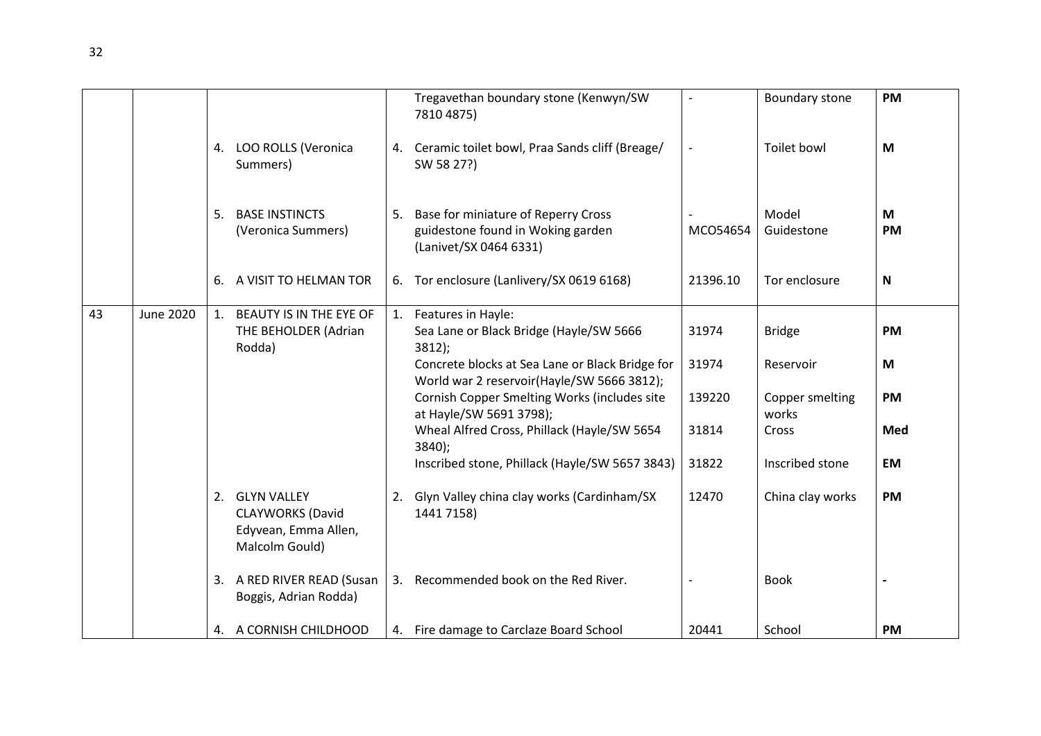| | | | | | | |
|---|---|---|---|---|---|---|
| | | | Tregavethan boundary stone (Kenwyn/SW 7810 4875) | - | Boundary stone | **PM** |
| | | 4. LOO ROLLS (Veronica Summers) | 4. Ceramic toilet bowl, Praa Sands cliff (Breage/ SW 58 27?) | - | Toilet bowl | **M** |
| | | 5. BASE INSTINCTS (Veronica Summers) | 5. Base for miniature of Reperry Cross guidestone found in Woking garden (Lanivet/SX 0464 6331) | - MCO54654 | Model Guidestone | **M** **PM** |
| | | 6. A VISIT TO HELMAN TOR | 6. Tor enclosure (Lanlivery/SX 0619 6168) | 21396.10 | Tor enclosure | **N** |
| 43 | June 2020 | 1. BEAUTY IS IN THE EYE OF THE BEHOLDER (Adrian Rodda) | 1. Features in Hayle: Sea Lane or Black Bridge (Hayle/SW 5666 3812); | 31974 | Bridge | **PM** |
| | | | Concrete blocks at Sea Lane or Black Bridge for World war 2 reservoir(Hayle/SW 5666 3812); | 31974 | Reservoir | **M** |
| | | | Cornish Copper Smelting Works (includes site at Hayle/SW 5691 3798); | 139220 | Copper smelting works | **PM** |
| | | | Wheal Alfred Cross, Phillack (Hayle/SW 5654 3840); | 31814 | Cross | **Med** |
| | | | Inscribed stone, Phillack (Hayle/SW 5657 3843) | 31822 | Inscribed stone | **EM** |
| | | 2. GLYN VALLEY CLAYWORKS (David Edyvean, Emma Allen, Malcolm Gould) | 2. Glyn Valley china clay works (Cardinham/SX 1441 7158) | 12470 | China clay works | **PM** |
| | | 3. A RED RIVER READ (Susan Boggis, Adrian Rodda) | 3. Recommended book on the Red River. | - | Book | **-** |
| | | 4. A CORNISH CHILDHOOD | 4. Fire damage to Carclaze Board School | 20441 | School | **PM** |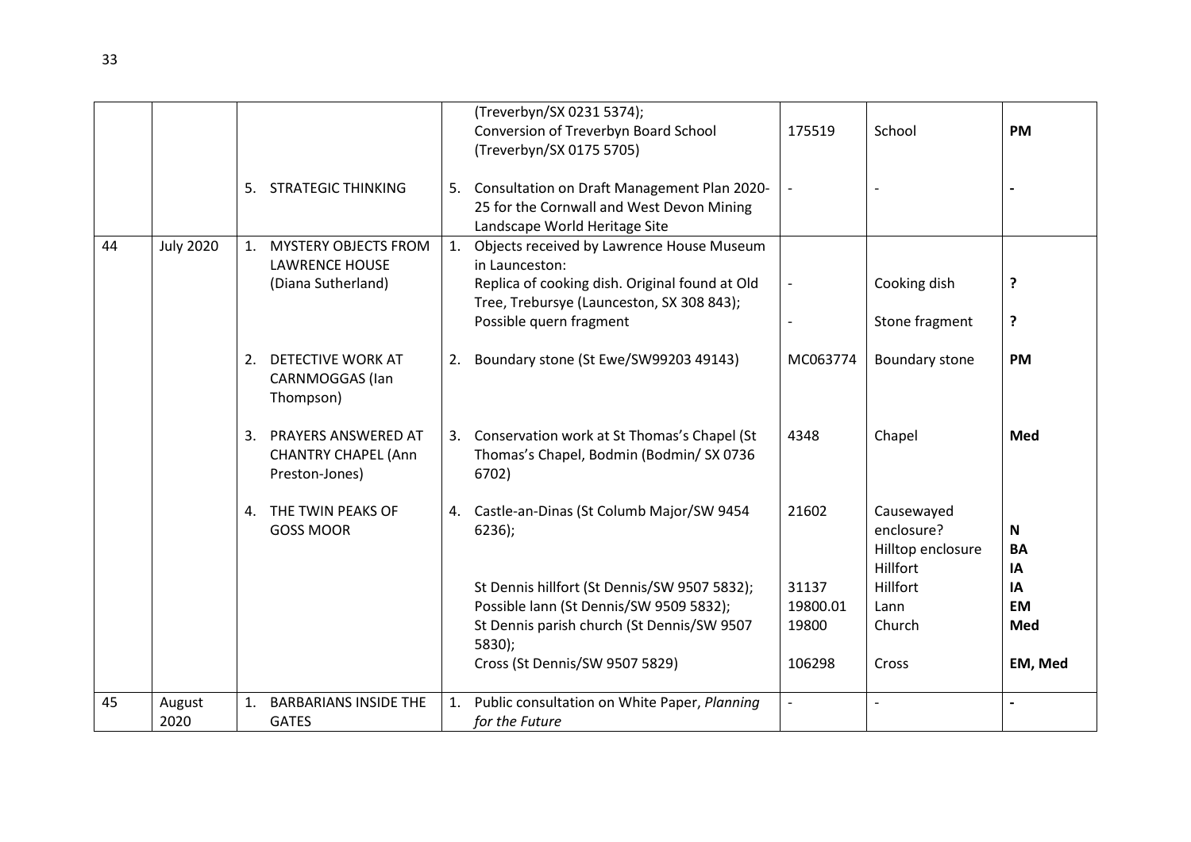| | | | | | | |
|---|---|---|---|---|---|---|
| | | | (Treverbyn/SX 0231 5374);<br>Conversion of Treverbyn Board School (Treverbyn/SX 0175 5705) | 175519 | School | **PM** |
| | | 5. STRATEGIC THINKING | 5. Consultation on Draft Management Plan 2020-25 for the Cornwall and West Devon Mining Landscape World Heritage Site | - | - | **-** |
| 44 | July 2020 | 1. MYSTERY OBJECTS FROM LAWRENCE HOUSE (Diana Sutherland) | 1. Objects received by Lawrence House Museum in Launceston:<br>Replica of cooking dish. Original found at Old Tree, Trebursye (Launceston, SX 308 843);<br>Possible quern fragment | -<br>- | Cooking dish<br>Stone fragment | **?**<br>**?** |
| | | 2. DETECTIVE WORK AT CARNMOGGAS (Ian Thompson) | 2. Boundary stone (St Ewe/SW99203 49143) | MC063774 | Boundary stone | **PM** |
| | | 3. PRAYERS ANSWERED AT CHANTRY CHAPEL (Ann Preston-Jones) | 3. Conservation work at St Thomas's Chapel (St Thomas's Chapel, Bodmin (Bodmin/ SX 0736 6702) | 4348 | Chapel | **Med** |
| | | 4. THE TWIN PEAKS OF GOSS MOOR | 4. Castle-an-Dinas (St Columb Major/SW 9454 6236);<br><br>St Dennis hillfort (St Dennis/SW 9507 5832);<br>Possible lann (St Dennis/SW 9509 5832);<br>St Dennis parish church (St Dennis/SW 9507 5830);<br>Cross (St Dennis/SW 9507 5829) | 21602<br><br>31137<br>19800.01<br>19800<br>106298 | Causewayed enclosure?<br>Hilltop enclosure<br>Hillfort<br>Hillfort<br>Lann<br>Church<br>Cross | **N**<br>**BA**<br>**IA**<br>**IA**<br>**EM**<br>**Med**<br>**EM, Med** |
| 45 | August 2020 | 1. BARBARIANS INSIDE THE GATES | 1. Public consultation on White Paper, *Planning for the Future* | - | - | **-** |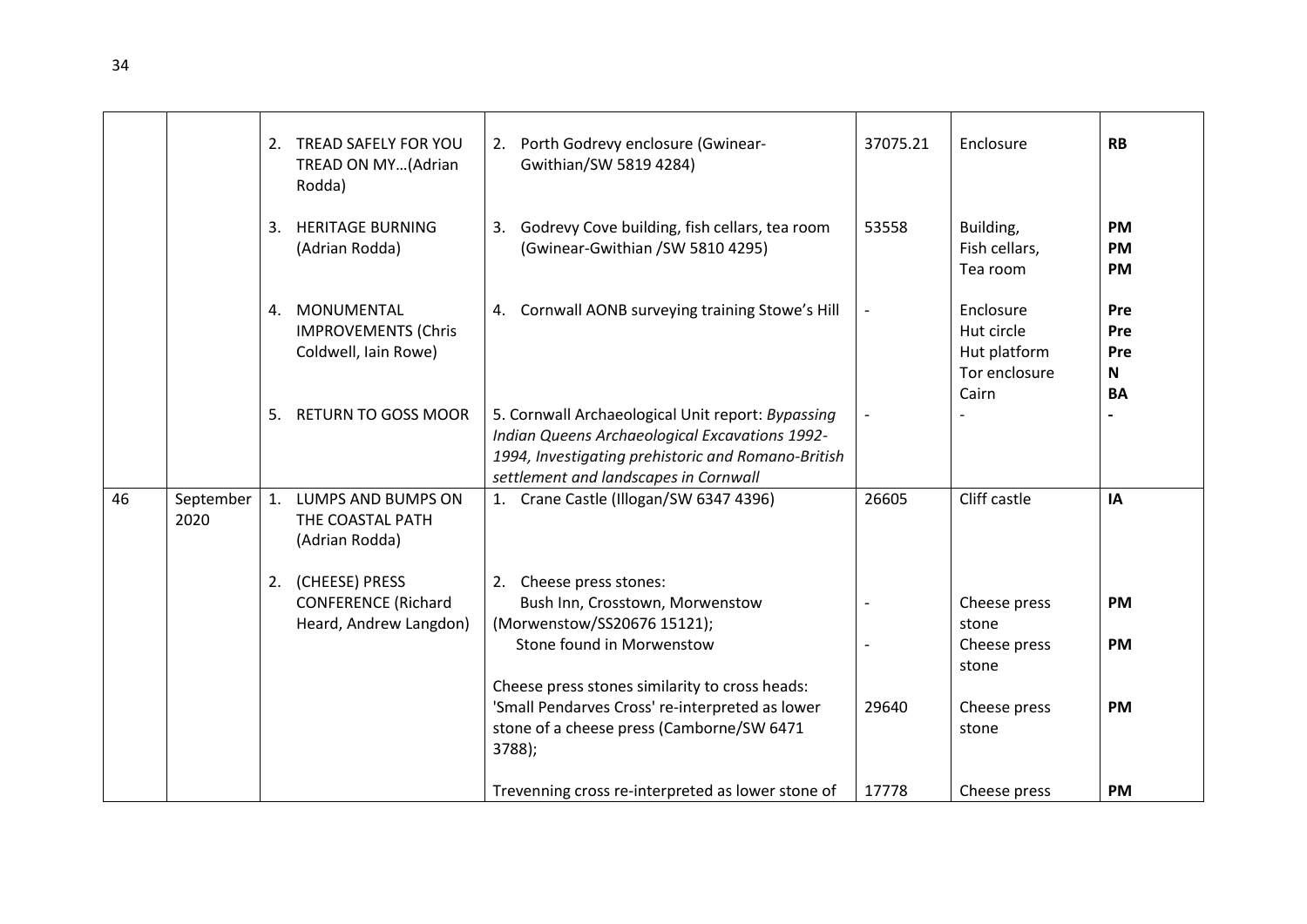|  |  |  |  |  |  |  |
|---|---|---|---|---|---|---|
|  |  | 2. TREAD SAFELY FOR YOU TREAD ON MY…(Adrian Rodda) | 2. Porth Godrevy enclosure (Gwinear-Gwithian/SW 5819 4284) | 37075.21 | Enclosure | **RB** |
|  |  | 3. HERITAGE BURNING (Adrian Rodda) | 3. Godrevy Cove building, fish cellars, tea room (Gwinear-Gwithian /SW 5810 4295) | 53558 | Building,<br>Fish cellars,<br>Tea room | **PM**<br>**PM**<br>**PM** |
|  |  | 4. MONUMENTAL IMPROVEMENTS (Chris Coldwell, Iain Rowe) | 4. Cornwall AONB surveying training Stowe's Hill | - | Enclosure<br>Hut circle<br>Hut platform<br>Tor enclosure<br>Cairn | **Pre**<br>**Pre**<br>**Pre**<br>**N**<br>**BA** |
|  |  | 5. RETURN TO GOSS MOOR | 5. Cornwall Archaeological Unit report: *Bypassing Indian Queens Archaeological Excavations 1992-1994, Investigating prehistoric and Romano-British settlement and landscapes in Cornwall* | - | - | **-** |
| 46 | September 2020 | 1. LUMPS AND BUMPS ON THE COASTAL PATH (Adrian Rodda) | 1. Crane Castle (Illogan/SW 6347 4396) | 26605 | Cliff castle | **IA** |
|  |  | 2. (CHEESE) PRESS CONFERENCE (Richard Heard, Andrew Langdon) | 2. Cheese press stones:<br>Bush Inn, Crosstown, Morwenstow (Morwenstow/SS20676 15121);<br>Stone found in Morwenstow<br><br>Cheese press stones similarity to cross heads:<br>'Small Pendarves Cross' re-interpreted as lower stone of a cheese press (Camborne/SW 6471 3788);<br><br>Trevenning cross re-interpreted as lower stone of | <br>-<br><br>-<br><br><br>29640<br><br><br>17778 | <br>Cheese press stone<br>Cheese press stone<br><br>Cheese press stone<br><br><br>Cheese press | <br>**PM**<br><br>**PM**<br><br>**PM**<br><br><br>**PM** |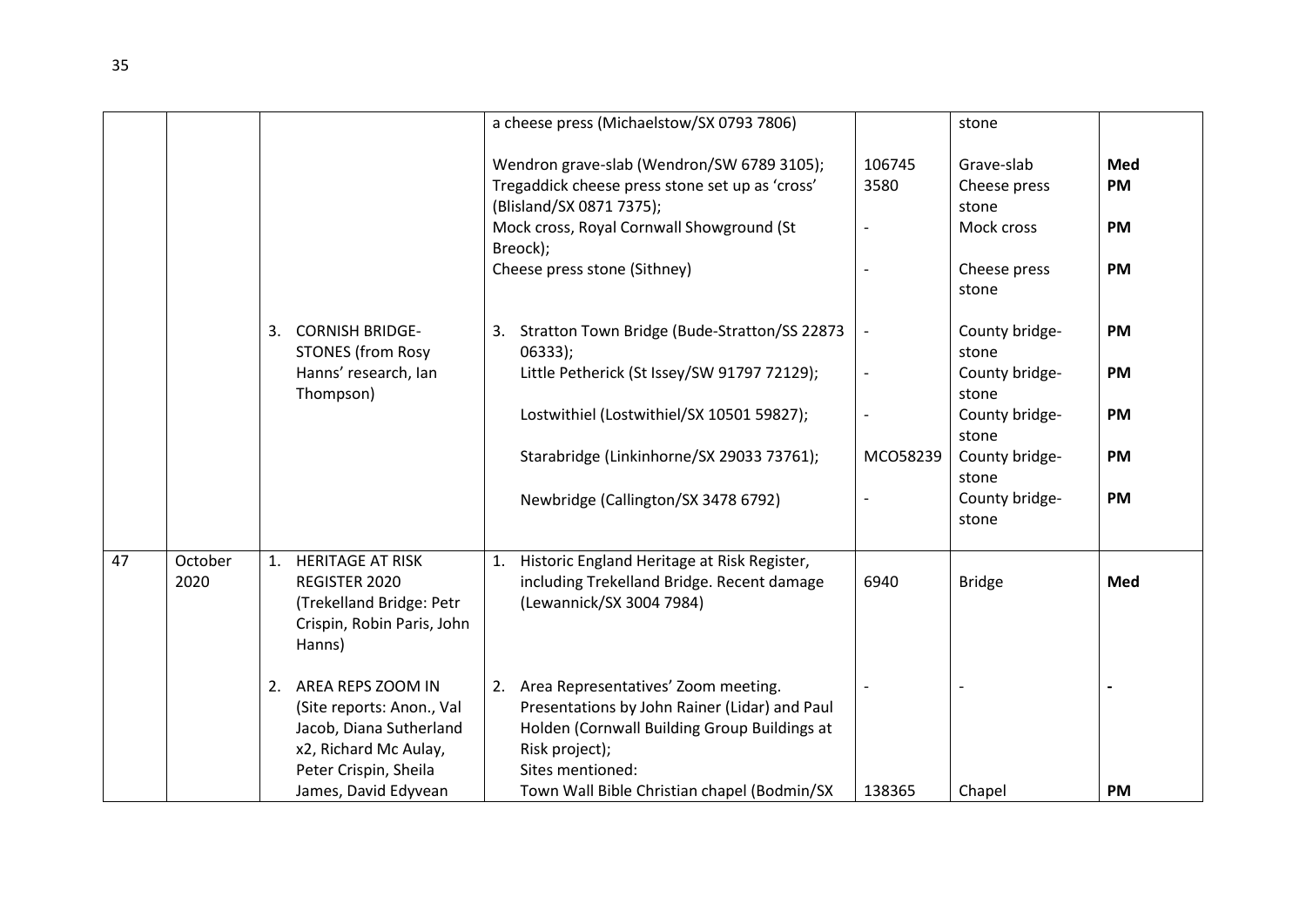| | | | a cheese press (Michaelstow/SX 0793 7806) | | stone | |
|---|---|---|---|---|---|---|
| | | | Wendron grave-slab (Wendron/SW 6789 3105); | 106745 | Grave-slab | **Med** |
| | | | Tregaddick cheese press stone set up as 'cross' (Blisland/SX 0871 7375); | 3580 | Cheese press stone | **PM** |
| | | | Mock cross, Royal Cornwall Showground (St Breock); | - | Mock cross | **PM** |
| | | | Cheese press stone (Sithney) | - | Cheese press stone | **PM** |
| | | 3. CORNISH BRIDGE-STONES (from Rosy Hanns' research, Ian Thompson) | 3. Stratton Town Bridge (Bude-Stratton/SS 22873 06333); | - | County bridge-stone | **PM** |
| | | | Little Petherick (St Issey/SW 91797 72129); | - | County bridge-stone | **PM** |
| | | | Lostwithiel (Lostwithiel/SX 10501 59827); | - | County bridge-stone | **PM** |
| | | | Starabridge (Linkinhorne/SX 29033 73761); | MCO58239 | County bridge-stone | **PM** |
| | | | Newbridge (Callington/SX 3478 6792) | - | County bridge-stone | **PM** |
| 47 | October 2020 | 1. HERITAGE AT RISK REGISTER 2020 (Trekelland Bridge: Petr Crispin, Robin Paris, John Hanns) | 1. Historic England Heritage at Risk Register, including Trekelland Bridge. Recent damage (Lewannick/SX 3004 7984) | 6940 | Bridge | **Med** |
| | | 2. AREA REPS ZOOM IN (Site reports: Anon., Val Jacob, Diana Sutherland x2, Richard Mc Aulay, Peter Crispin, Sheila James, David Edyvean | 2. Area Representatives' Zoom meeting. Presentations by John Rainer (Lidar) and Paul Holden (Cornwall Building Group Buildings at Risk project); Sites mentioned: | - | - | **-** |
| | | | Town Wall Bible Christian chapel (Bodmin/SX | 138365 | Chapel | **PM** |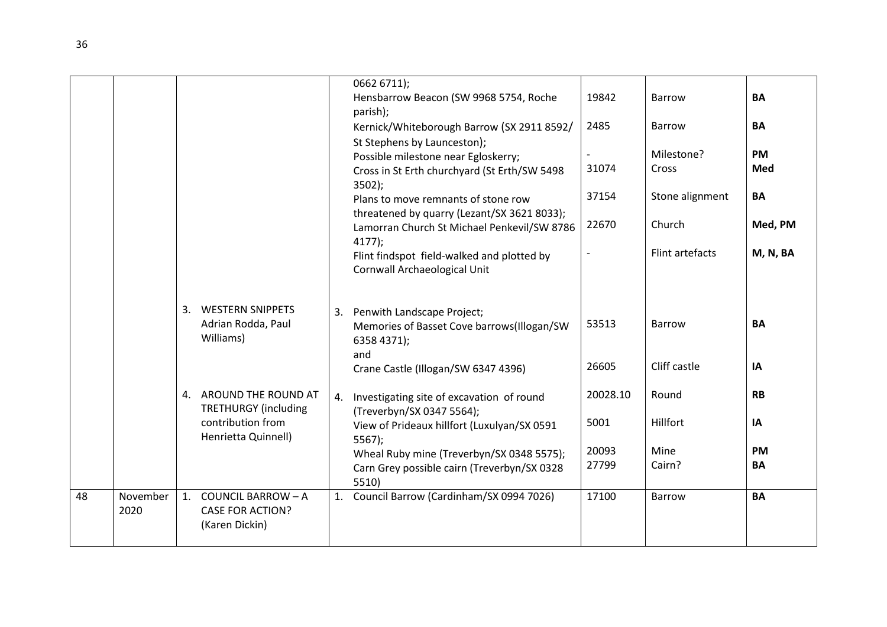| | | | | | | |
|---|---|---|---|---|---|---|
| | | | 0662 6711); | | | |
| | | | Hensbarrow Beacon (SW 9968 5754, Roche parish); | 19842 | Barrow | **BA** |
| | | | Kernick/Whiteborough Barrow (SX 2911 8592/ St Stephens by Launceston); | 2485 | Barrow | **BA** |
| | | | Possible milestone near Egloskerry; | - | Milestone? | **PM** |
| | | | Cross in St Erth churchyard (St Erth/SW 5498 3502); | 31074 | Cross | **Med** |
| | | | Plans to move remnants of stone row threatened by quarry (Lezant/SX 3621 8033); | 37154 | Stone alignment | **BA** |
| | | | Lamorran Church St Michael Penkevil/SW 8786 4177); | 22670 | Church | **Med, PM** |
| | | | Flint findspot field-walked and plotted by Cornwall Archaeological Unit | - | Flint artefacts | **M, N, BA** |
| | | 3. WESTERN SNIPPETS Adrian Rodda, Paul Williams) | 3. Penwith Landscape Project; Memories of Basset Cove barrows(Illogan/SW 6358 4371); and | 53513 | Barrow | **BA** |
| | | | Crane Castle (Illogan/SW 6347 4396) | 26605 | Cliff castle | **IA** |
| | | 4. AROUND THE ROUND AT TRETHURGY (including contribution from Henrietta Quinnell) | 4. Investigating site of excavation of round (Treverbyn/SX 0347 5564); | 20028.10 | Round | **RB** |
| | | | View of Prideaux hillfort (Luxulyan/SX 0591 5567); | 5001 | Hillfort | **IA** |
| | | | Wheal Ruby mine (Treverbyn/SX 0348 5575); | 20093 | Mine | **PM** |
| | | | Carn Grey possible cairn (Treverbyn/SX 0328 5510) | 27799 | Cairn? | **BA** |
| 48 | November 2020 | 1. COUNCIL BARROW – A CASE FOR ACTION? (Karen Dickin) | 1. Council Barrow (Cardinham/SX 0994 7026) | 17100 | Barrow | **BA** |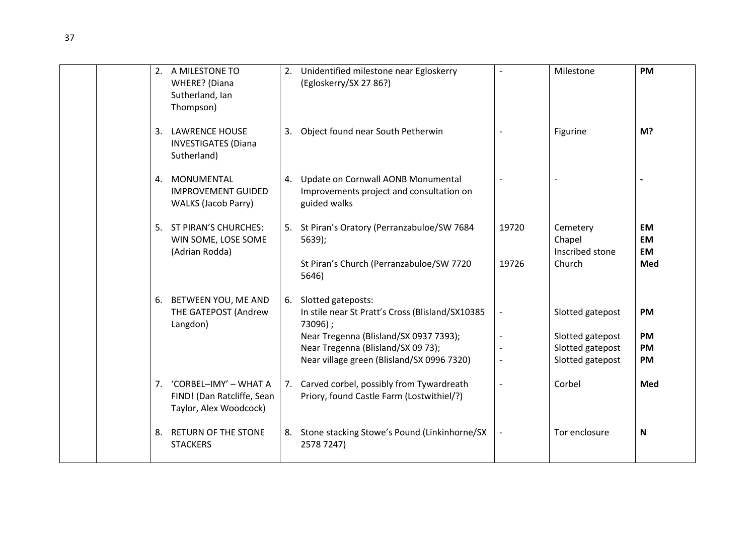| | | | | | | |
|---|---|---|---|---|---|---|
| | | 2. A MILESTONE TO WHERE? (Diana Sutherland, Ian Thompson) | 2. Unidentified milestone near Egloskerry (Egloskerry/SX 27 86?) | - | Milestone | **PM** |
| | | 3. LAWRENCE HOUSE INVESTIGATES (Diana Sutherland) | 3. Object found near South Petherwin | - | Figurine | **M?** |
| | | 4. MONUMENTAL IMPROVEMENT GUIDED WALKS (Jacob Parry) | 4. Update on Cornwall AONB Monumental Improvements project and consultation on guided walks | - | - | **-** |
| | | 5. ST PIRAN'S CHURCHES: WIN SOME, LOSE SOME (Adrian Rodda) | 5. St Piran's Oratory (Perranzabuloe/SW 7684 5639);<br><br>St Piran's Church (Perranzabuloe/SW 7720 5646) | 19720<br><br><br>19726 | Cemetery<br>Chapel<br>Inscribed stone<br>Church | **EM**<br>**EM**<br>**EM**<br>**Med** |
| | | 6. BETWEEN YOU, ME AND THE GATEPOST (Andrew Langdon) | 6. Slotted gateposts:<br>In stile near St Pratt's Cross (Blisland/SX10385 73096) ;<br>Near Tregenna (Blisland/SX 0937 7393);<br>Near Tregenna (Blisland/SX 09 73);<br>Near village green (Blisland/SX 0996 7320) | <br>-<br><br>-<br>-<br>- | <br>Slotted gatepost<br><br>Slotted gatepost<br>Slotted gatepost<br>Slotted gatepost | <br>**PM**<br><br>**PM**<br>**PM**<br>**PM** |
| | | 7. 'CORBEL–IMY' – WHAT A FIND! (Dan Ratcliffe, Sean Taylor, Alex Woodcock) | 7. Carved corbel, possibly from Tywardreath Priory, found Castle Farm (Lostwithiel/?) | - | Corbel | **Med** |
| | | 8. RETURN OF THE STONE STACKERS | 8. Stone stacking Stowe's Pound (Linkinhorne/SX 2578 7247) | - | Tor enclosure | **N** |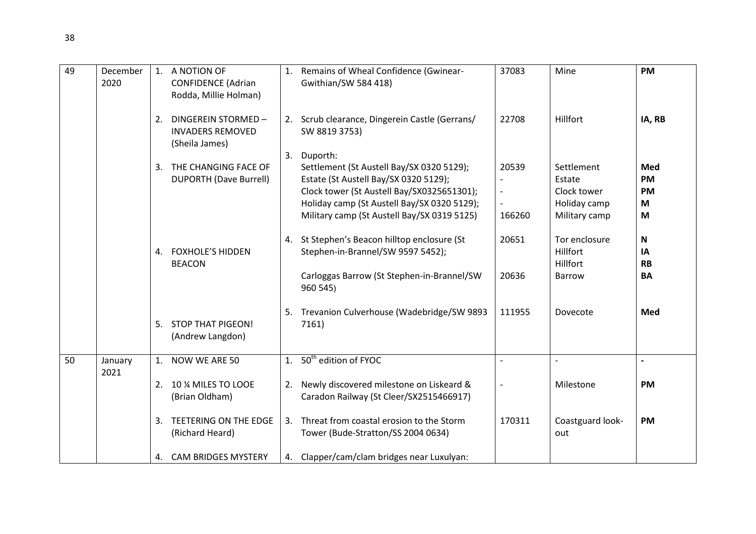| 49 | December 2020 | 1. A NOTION OF CONFIDENCE (Adrian Rodda, Millie Holman) | 1. Remains of Wheal Confidence (Gwinear-Gwithian/SW 584 418) | 37083 | Mine | **PM** |
|---|---|---|---|---|---|---|
| | | 2. DINGEREIN STORMED – INVADERS REMOVED (Sheila James) | 2. Scrub clearance, Dingerein Castle (Gerrans/ SW 8819 3753) | 22708 | Hillfort | **IA, RB** |
| | | 3. THE CHANGING FACE OF DUPORTH (Dave Burrell) | 3. Duporth:<br>Settlement (St Austell Bay/SX 0320 5129);<br>Estate (St Austell Bay/SX 0320 5129);<br>Clock tower (St Austell Bay/SX0325651301);<br>Holiday camp (St Austell Bay/SX 0320 5129);<br>Military camp (St Austell Bay/SX 0319 5125) | 20539<br>-<br>-<br>-<br>166260 | Settlement<br>Estate<br>Clock tower<br>Holiday camp<br>Military camp | **Med**<br>**PM**<br>**PM**<br>**M**<br>**M** |
| | | 4. FOXHOLE'S HIDDEN BEACON | 4. St Stephen's Beacon hilltop enclosure (St Stephen-in-Brannel/SW 9597 5452);<br><br>Carloggas Barrow (St Stephen-in-Brannel/SW 960 545) | 20651<br><br><br>20636 | Tor enclosure<br>Hillfort<br>Hillfort<br>Barrow | **N**<br>**IA**<br>**RB**<br>**BA** |
| | | 5. STOP THAT PIGEON! (Andrew Langdon) | 5. Trevanion Culverhouse (Wadebridge/SW 9893 7161) | 111955 | Dovecote | **Med** |
| 50 | January 2021 | 1. NOW WE ARE 50 | 1. 50th edition of FYOC | - | - | **-** |
| | | 2. 10 ¼ MILES TO LOOE (Brian Oldham) | 2. Newly discovered milestone on Liskeard & Caradon Railway (St Cleer/SX2515466917) | - | Milestone | **PM** |
| | | 3. TEETERING ON THE EDGE (Richard Heard) | 3. Threat from coastal erosion to the Storm Tower (Bude-Stratton/SS 2004 0634) | 170311 | Coastguard look-out | **PM** |
| | | 4. CAM BRIDGES MYSTERY | 4. Clapper/cam/clam bridges near Luxulyan: | | | |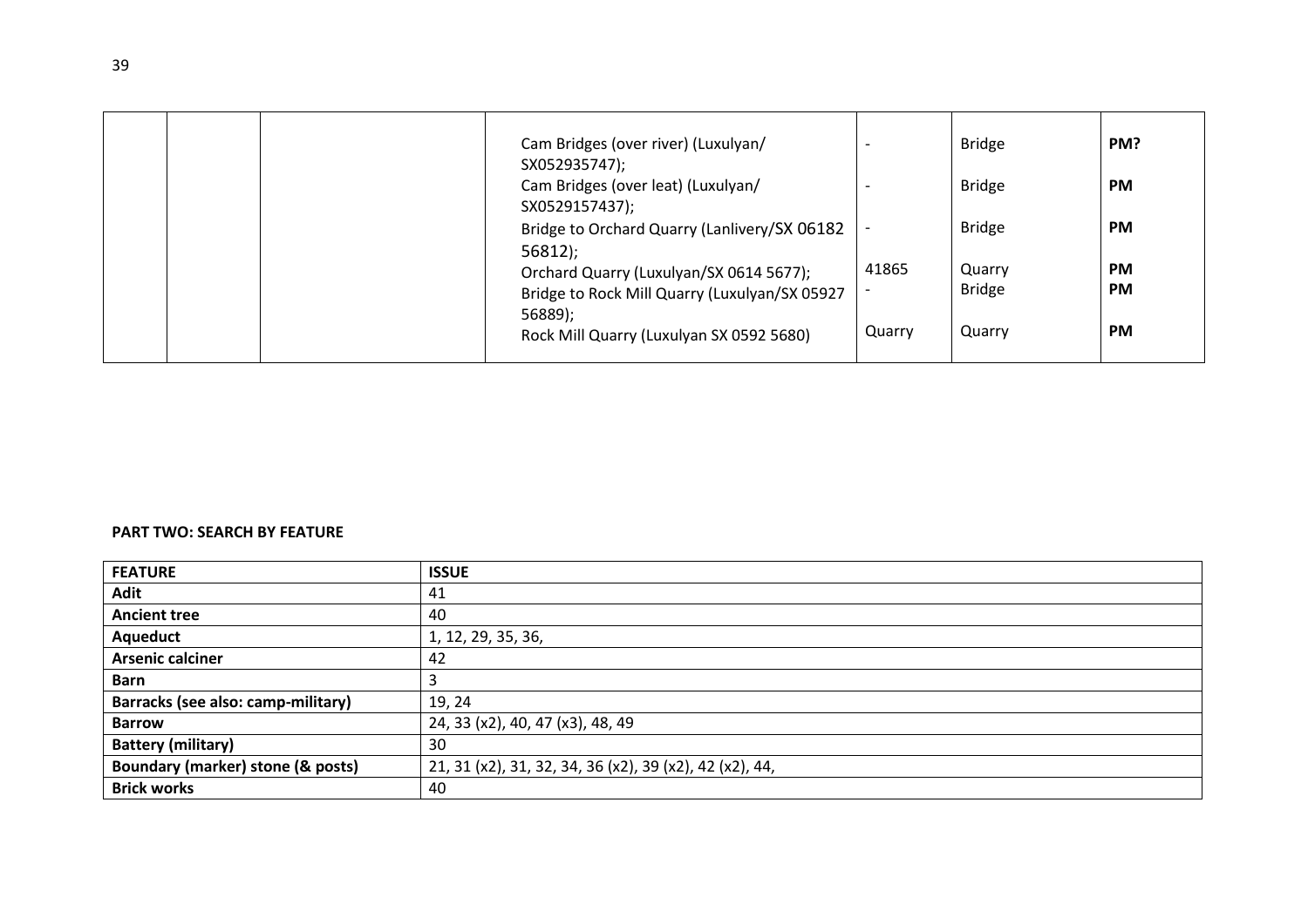|  |  |  | Cam Bridges (over river) (Luxulyan/ SX052935747); | - | Bridge | **PM?** |
|---|---|---|---|---|---|---|
|  |  |  | Cam Bridges (over leat) (Luxulyan/ SX0529157437); | - | Bridge | **PM** |
|  |  |  | Bridge to Orchard Quarry (Lanlivery/SX 06182 56812); | - | Bridge | **PM** |
|  |  |  | Orchard Quarry (Luxulyan/SX 0614 5677); | 41865 | Quarry | **PM** |
|  |  |  | Bridge to Rock Mill Quarry (Luxulyan/SX 05927 56889); | - | Bridge | **PM** |
|  |  |  | Rock Mill Quarry (Luxulyan SX 0592 5680) | Quarry | Quarry | **PM** |

**PART TWO: SEARCH BY FEATURE**

| **FEATURE** | **ISSUE** |
|---|---|
| **Adit** | 41 |
| **Ancient tree** | 40 |
| **Aqueduct** | 1, 12, 29, 35, 36, |
| **Arsenic calciner** | 42 |
| **Barn** | 3 |
| **Barracks (see also: camp-military)** | 19, 24 |
| **Barrow** | 24, 33 (x2), 40, 47 (x3), 48, 49 |
| **Battery (military)** | 30 |
| **Boundary (marker) stone (& posts)** | 21, 31 (x2), 31, 32, 34, 36 (x2), 39 (x2), 42 (x2), 44, |
| **Brick works** | 40 |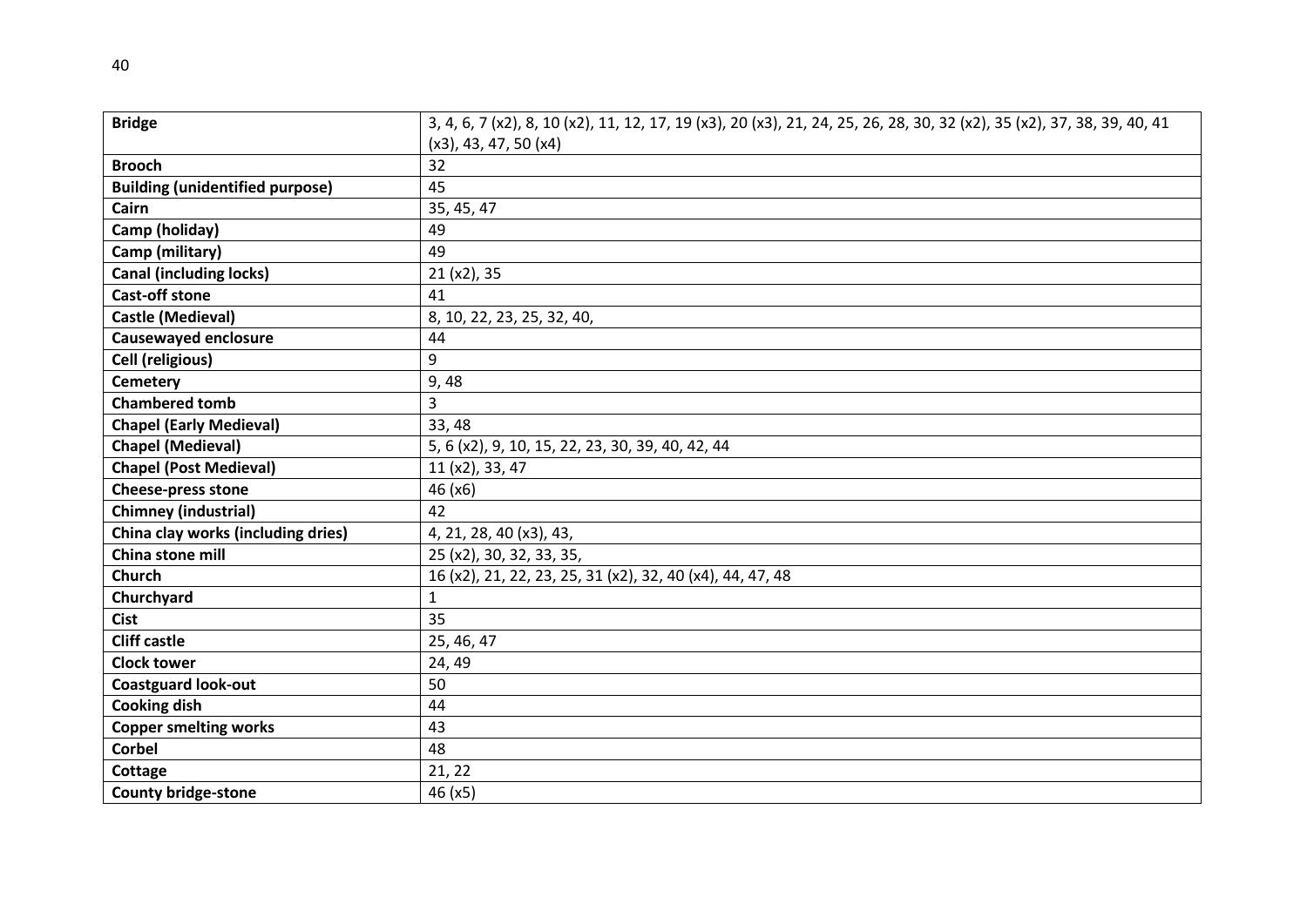| **Bridge** | 3, 4, 6, 7 (x2), 8, 10 (x2), 11, 12, 17, 19 (x3), 20 (x3), 21, 24, 25, 26, 28, 30, 32 (x2), 35 (x2), 37, 38, 39, 40, 41 (x3), 43, 47, 50 (x4) |
|---|---|
| **Brooch** | 32 |
| **Building (unidentified purpose)** | 45 |
| **Cairn** | 35, 45, 47 |
| **Camp (holiday)** | 49 |
| **Camp (military)** | 49 |
| **Canal (including locks)** | 21 (x2), 35 |
| **Cast-off stone** | 41 |
| **Castle (Medieval)** | 8, 10, 22, 23, 25, 32, 40, |
| **Causewayed enclosure** | 44 |
| **Cell (religious)** | 9 |
| **Cemetery** | 9, 48 |
| **Chambered tomb** | 3 |
| **Chapel (Early Medieval)** | 33, 48 |
| **Chapel (Medieval)** | 5, 6 (x2), 9, 10, 15, 22, 23, 30, 39, 40, 42, 44 |
| **Chapel (Post Medieval)** | 11 (x2), 33, 47 |
| **Cheese-press stone** | 46 (x6) |
| **Chimney (industrial)** | 42 |
| **China clay works (including dries)** | 4, 21, 28, 40 (x3), 43, |
| **China stone mill** | 25 (x2), 30, 32, 33, 35, |
| **Church** | 16 (x2), 21, 22, 23, 25, 31 (x2), 32, 40 (x4), 44, 47, 48 |
| **Churchyard** | 1 |
| **Cist** | 35 |
| **Cliff castle** | 25, 46, 47 |
| **Clock tower** | 24, 49 |
| **Coastguard look-out** | 50 |
| **Cooking dish** | 44 |
| **Copper smelting works** | 43 |
| **Corbel** | 48 |
| **Cottage** | 21, 22 |
| **County bridge-stone** | 46 (x5) |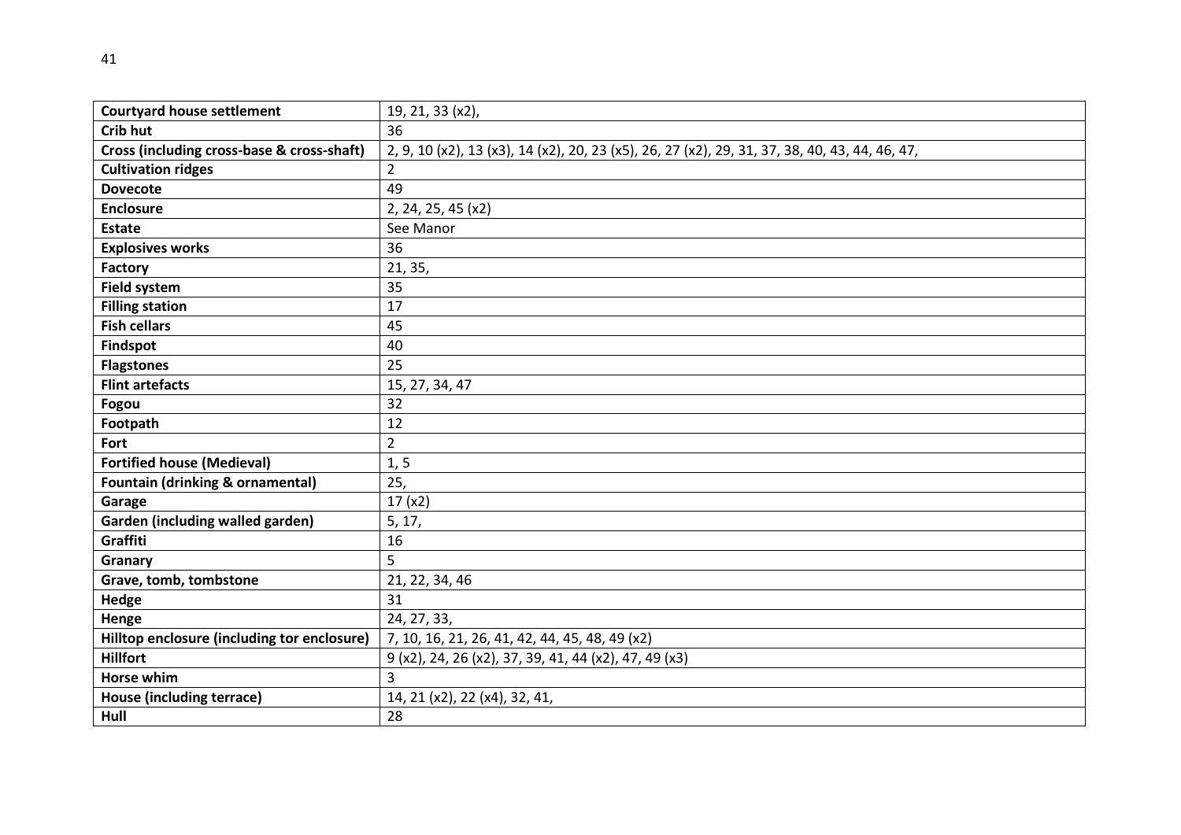| **Courtyard house settlement** | 19, 21, 33 (x2), |
|---|---|
| **Crib hut** | 36 |
| **Cross (including cross-base & cross-shaft)** | 2, 9, 10 (x2), 13 (x3), 14 (x2), 20, 23 (x5), 26, 27 (x2), 29, 31, 37, 38, 40, 43, 44, 46, 47, |
| **Cultivation ridges** | 2 |
| **Dovecote** | 49 |
| **Enclosure** | 2, 24, 25, 45 (x2) |
| **Estate** | See Manor |
| **Explosives works** | 36 |
| **Factory** | 21, 35, |
| **Field system** | 35 |
| **Filling station** | 17 |
| **Fish cellars** | 45 |
| **Findspot** | 40 |
| **Flagstones** | 25 |
| **Flint artefacts** | 15, 27, 34, 47 |
| **Fogou** | 32 |
| **Footpath** | 12 |
| **Fort** | 2 |
| **Fortified house (Medieval)** | 1, 5 |
| **Fountain (drinking & ornamental)** | 25, |
| **Garage** | 17 (x2) |
| **Garden (including walled garden)** | 5, 17, |
| **Graffiti** | 16 |
| **Granary** | 5 |
| **Grave, tomb, tombstone** | 21, 22, 34, 46 |
| **Hedge** | 31 |
| **Henge** | 24, 27, 33, |
| **Hilltop enclosure (including tor enclosure)** | 7, 10, 16, 21, 26, 41, 42, 44, 45, 48, 49 (x2) |
| **Hillfort** | 9 (x2), 24, 26 (x2), 37, 39, 41, 44 (x2), 47, 49 (x3) |
| **Horse whim** | 3 |
| **House (including terrace)** | 14, 21 (x2), 22 (x4), 32, 41, |
| **Hull** | 28 |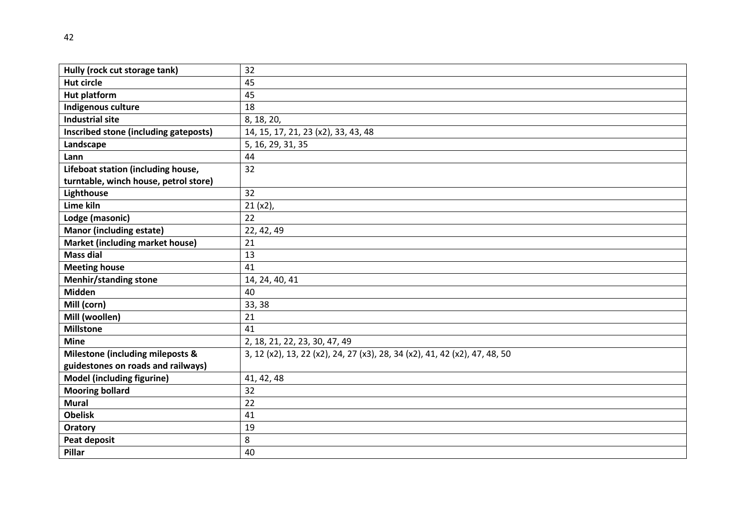| **Hully (rock cut storage tank)** | 32 |
|---|---|
| **Hut circle** | 45 |
| **Hut platform** | 45 |
| **Indigenous culture** | 18 |
| **Industrial site** | 8, 18, 20, |
| **Inscribed stone (including gateposts)** | 14, 15, 17, 21, 23 (x2), 33, 43, 48 |
| **Landscape** | 5, 16, 29, 31, 35 |
| **Lann** | 44 |
| **Lifeboat station (including house, turntable, winch house, petrol store)** | 32 |
| **Lighthouse** | 32 |
| **Lime kiln** | 21 (x2), |
| **Lodge (masonic)** | 22 |
| **Manor (including estate)** | 22, 42, 49 |
| **Market (including market house)** | 21 |
| **Mass dial** | 13 |
| **Meeting house** | 41 |
| **Menhir/standing stone** | 14, 24, 40, 41 |
| **Midden** | 40 |
| **Mill (corn)** | 33, 38 |
| **Mill (woollen)** | 21 |
| **Millstone** | 41 |
| **Mine** | 2, 18, 21, 22, 23, 30, 47, 49 |
| **Milestone (including mileposts & guidestones on roads and railways)** | 3, 12 (x2), 13, 22 (x2), 24, 27 (x3), 28, 34 (x2), 41, 42 (x2), 47, 48, 50 |
| **Model (including figurine)** | 41, 42, 48 |
| **Mooring bollard** | 32 |
| **Mural** | 22 |
| **Obelisk** | 41 |
| **Oratory** | 19 |
| **Peat deposit** | 8 |
| **Pillar** | 40 |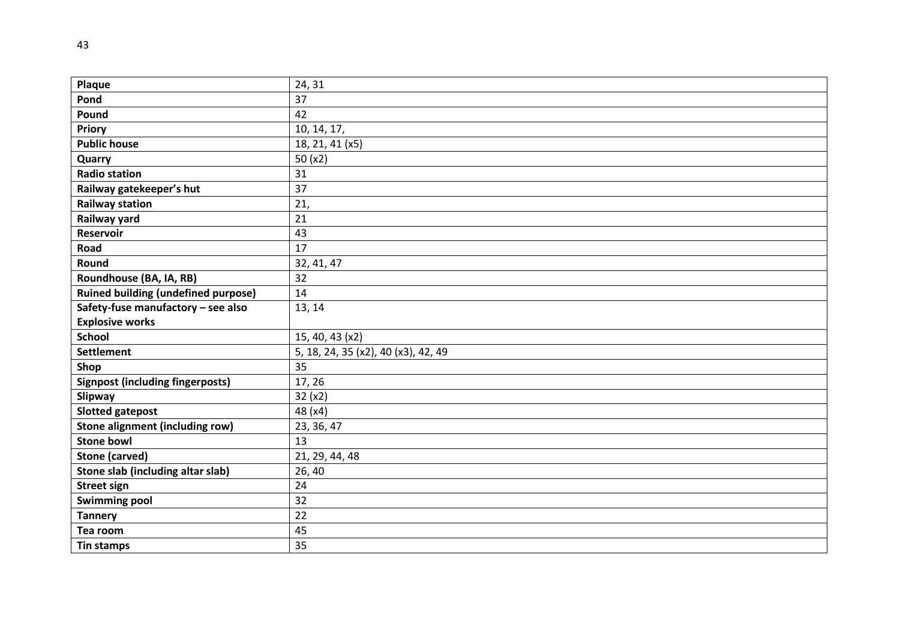| Plaque | 24, 31 |
|---|---|
| Pond | 37 |
| Pound | 42 |
| Priory | 10, 14, 17, |
| Public house | 18, 21, 41 (x5) |
| Quarry | 50 (x2) |
| Radio station | 31 |
| Railway gatekeeper's hut | 37 |
| Railway station | 21, |
| Railway yard | 21 |
| Reservoir | 43 |
| Road | 17 |
| Round | 32, 41, 47 |
| Roundhouse (BA, IA, RB) | 32 |
| Ruined building (undefined purpose) | 14 |
| Safety-fuse manufactory – see also Explosive works | 13, 14 |
| School | 15, 40, 43 (x2) |
| Settlement | 5, 18, 24, 35 (x2), 40 (x3), 42, 49 |
| Shop | 35 |
| Signpost (including fingerposts) | 17, 26 |
| Slipway | 32 (x2) |
| Slotted gatepost | 48 (x4) |
| Stone alignment (including row) | 23, 36, 47 |
| Stone bowl | 13 |
| Stone (carved) | 21, 29, 44, 48 |
| Stone slab (including altar slab) | 26, 40 |
| Street sign | 24 |
| Swimming pool | 32 |
| Tannery | 22 |
| Tea room | 45 |
| Tin stamps | 35 |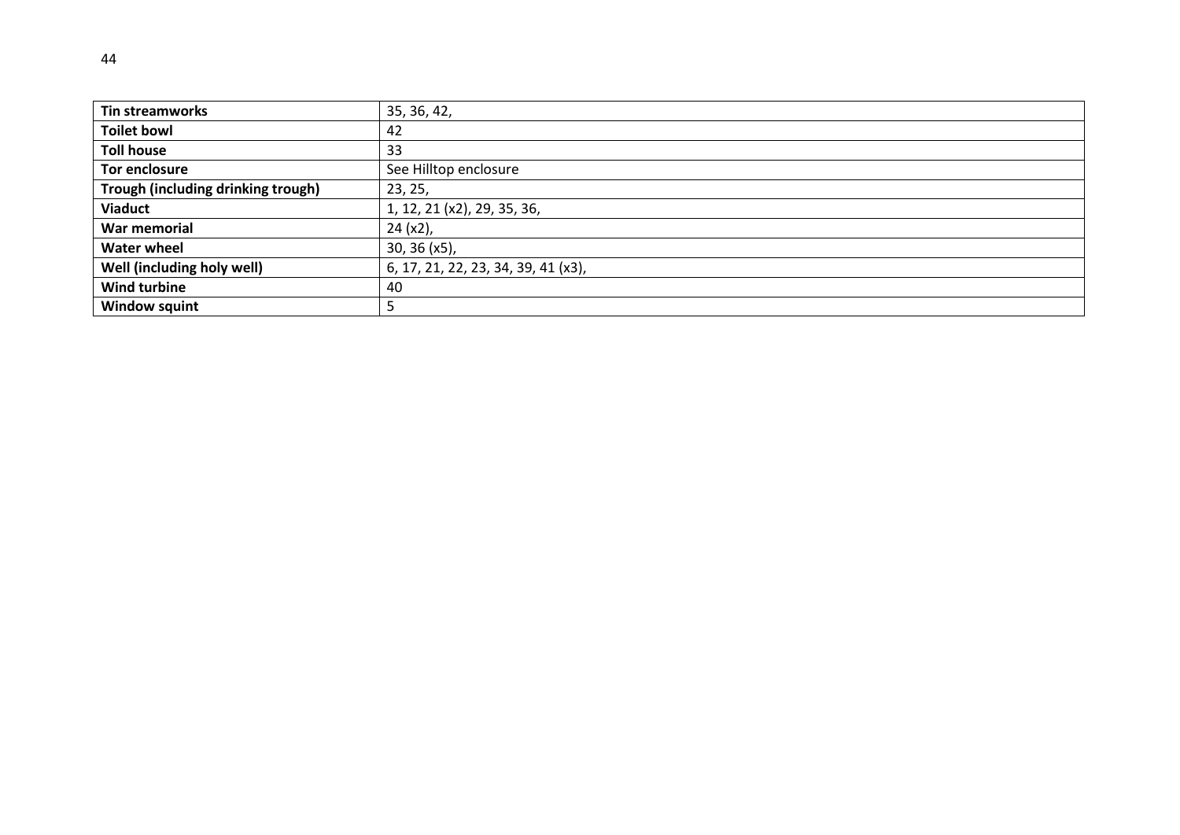| | |
|---|---|
| **Tin streamworks** | 35, 36, 42, |
| **Toilet bowl** | 42 |
| **Toll house** | 33 |
| **Tor enclosure** | See Hilltop enclosure |
| **Trough (including drinking trough)** | 23, 25, |
| **Viaduct** | 1, 12, 21 (x2), 29, 35, 36, |
| **War memorial** | 24 (x2), |
| **Water wheel** | 30, 36 (x5), |
| **Well (including holy well)** | 6, 17, 21, 22, 23, 34, 39, 41 (x3), |
| **Wind turbine** | 40 |
| **Window squint** | 5 |